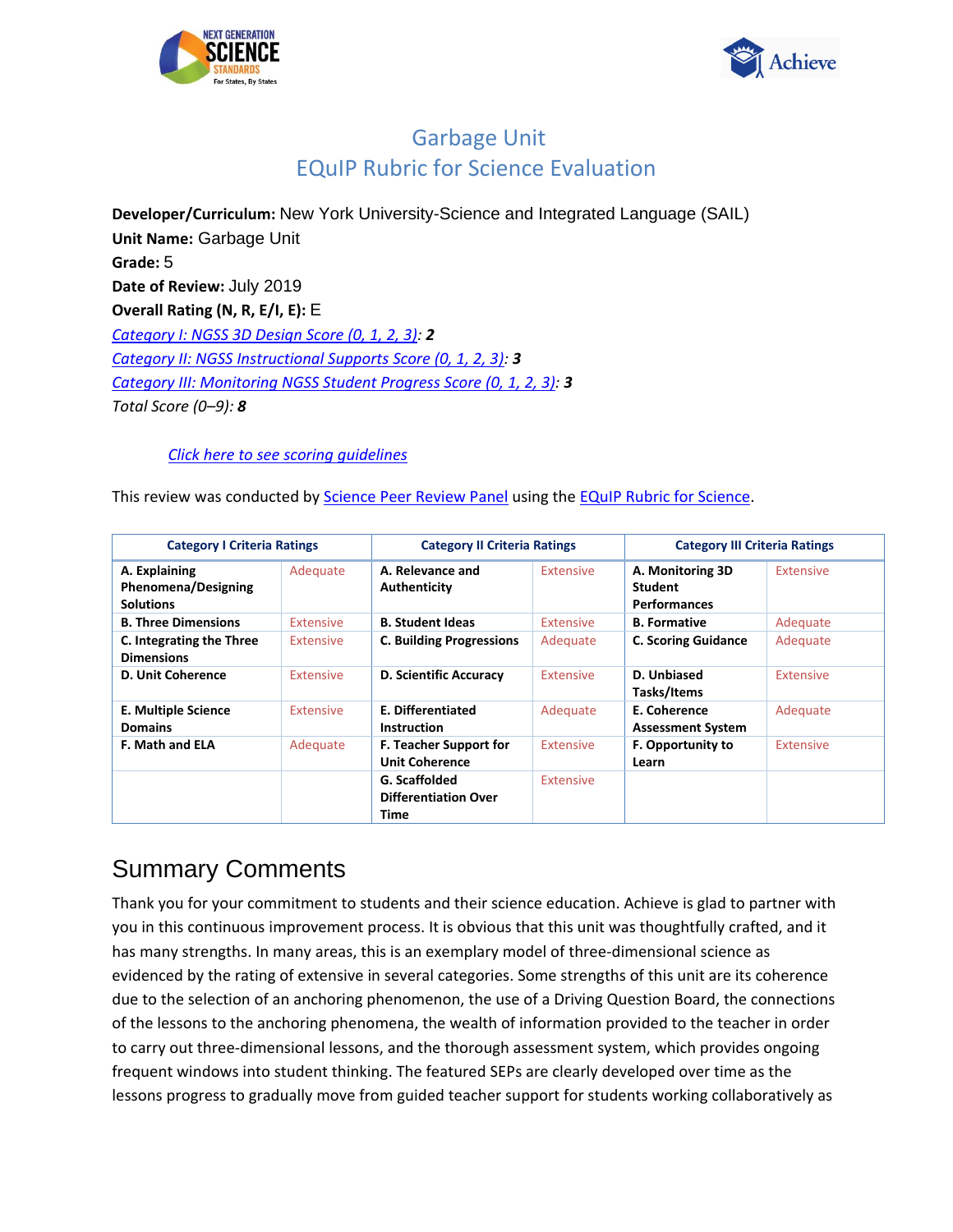# Garbage Unit
# EQuIP Rubric for Science Evaluation

**Developer/Curriculum:** New York University-Science and Integrated Language (SAIL)
**Unit Name:** Garbage Unit
**Grade:** 5
**Date of Review:** July 2019
**Overall Rating (N, R, E/I, E):** E
*Category I: NGSS 3D Design Score (0, 1, 2, 3): **2***
*Category II: NGSS Instructional Supports Score (0, 1, 2, 3): **3***
*Category III: Monitoring NGSS Student Progress Score (0, 1, 2, 3): **3***
*Total Score (0–9): **8***

*Click here to see scoring guidelines*

This review was conducted by Science Peer Review Panel using the EQuIP Rubric for Science.

| Category I Criteria Ratings | | Category II Criteria Ratings | | Category III Criteria Ratings | |
|---|---|---|---|---|---|
| **A. Explaining Phenomena/Designing Solutions** | Adequate | **A. Relevance and Authenticity** | Extensive | **A. Monitoring 3D Student Performances** | Extensive |
| **B. Three Dimensions** | Extensive | **B. Student Ideas** | Extensive | **B. Formative** | Adequate |
| **C. Integrating the Three Dimensions** | Extensive | **C. Building Progressions** | Adequate | **C. Scoring Guidance** | Adequate |
| **D. Unit Coherence** | Extensive | **D. Scientific Accuracy** | Extensive | **D. Unbiased Tasks/Items** | Extensive |
| **E. Multiple Science Domains** | Extensive | **E. Differentiated Instruction** | Adequate | **E. Coherence Assessment System** | Adequate |
| **F. Math and ELA** | Adequate | **F. Teacher Support for Unit Coherence** | Extensive | **F. Opportunity to Learn** | Extensive |
| | | **G. Scaffolded Differentiation Over Time** | Extensive | | |

## Summary Comments

Thank you for your commitment to students and their science education. Achieve is glad to partner with you in this continuous improvement process. It is obvious that this unit was thoughtfully crafted, and it has many strengths. In many areas, this is an exemplary model of three-dimensional science as evidenced by the rating of extensive in several categories. Some strengths of this unit are its coherence due to the selection of an anchoring phenomenon, the use of a Driving Question Board, the connections of the lessons to the anchoring phenomena, the wealth of information provided to the teacher in order to carry out three-dimensional lessons, and the thorough assessment system, which provides ongoing frequent windows into student thinking. The featured SEPs are clearly developed over time as the lessons progress to gradually move from guided teacher support for students working collaboratively as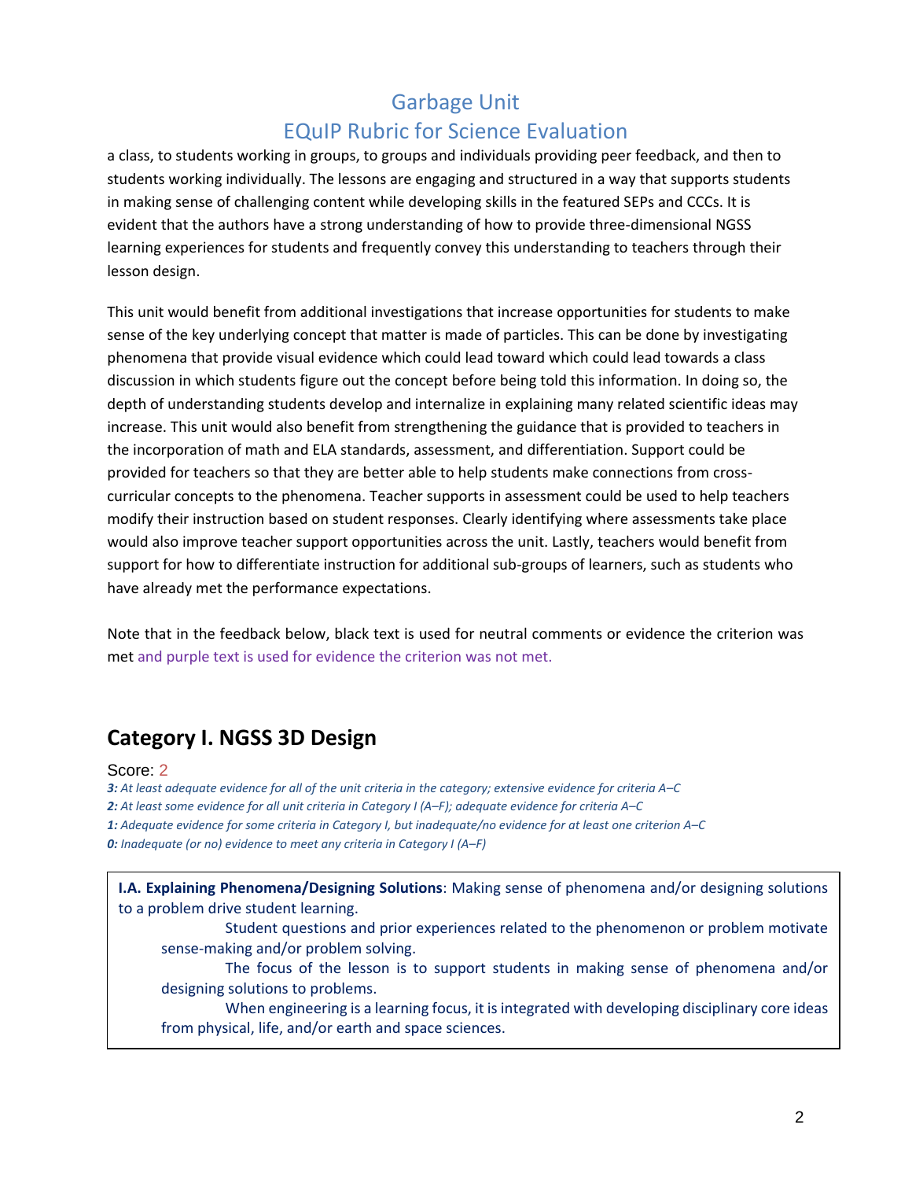a class, to students working in groups, to groups and individuals providing peer feedback, and then to students working individually. The lessons are engaging and structured in a way that supports students in making sense of challenging content while developing skills in the featured SEPs and CCCs. It is evident that the authors have a strong understanding of how to provide three-dimensional NGSS learning experiences for students and frequently convey this understanding to teachers through their lesson design.

This unit would benefit from additional investigations that increase opportunities for students to make sense of the key underlying concept that matter is made of particles. This can be done by investigating phenomena that provide visual evidence which could lead toward which could lead towards a class discussion in which students figure out the concept before being told this information. In doing so, the depth of understanding students develop and internalize in explaining many related scientific ideas may increase. This unit would also benefit from strengthening the guidance that is provided to teachers in the incorporation of math and ELA standards, assessment, and differentiation. Support could be provided for teachers so that they are better able to help students make connections from cross-curricular concepts to the phenomena. Teacher supports in assessment could be used to help teachers modify their instruction based on student responses. Clearly identifying where assessments take place would also improve teacher support opportunities across the unit. Lastly, teachers would benefit from support for how to differentiate instruction for additional sub-groups of learners, such as students who have already met the performance expectations.

Note that in the feedback below, black text is used for neutral comments or evidence the criterion was met and purple text is used for evidence the criterion was not met.

## Category I. NGSS 3D Design

Score: 2

*__3:__ At least adequate evidence for all of the unit criteria in the category; extensive evidence for criteria A–C*

*__2:__ At least some evidence for all unit criteria in Category I (A–F); adequate evidence for criteria A–C*

*__1:__ Adequate evidence for some criteria in Category I, but inadequate/no evidence for at least one criterion A–C*

*__0:__ Inadequate (or no) evidence to meet any criteria in Category I (A–F)*

**I.A. Explaining Phenomena/Designing Solutions**: Making sense of phenomena and/or designing solutions to a problem drive student learning.

- Student questions and prior experiences related to the phenomenon or problem motivate sense-making and/or problem solving.
- The focus of the lesson is to support students in making sense of phenomena and/or designing solutions to problems.
- When engineering is a learning focus, it is integrated with developing disciplinary core ideas from physical, life, and/or earth and space sciences.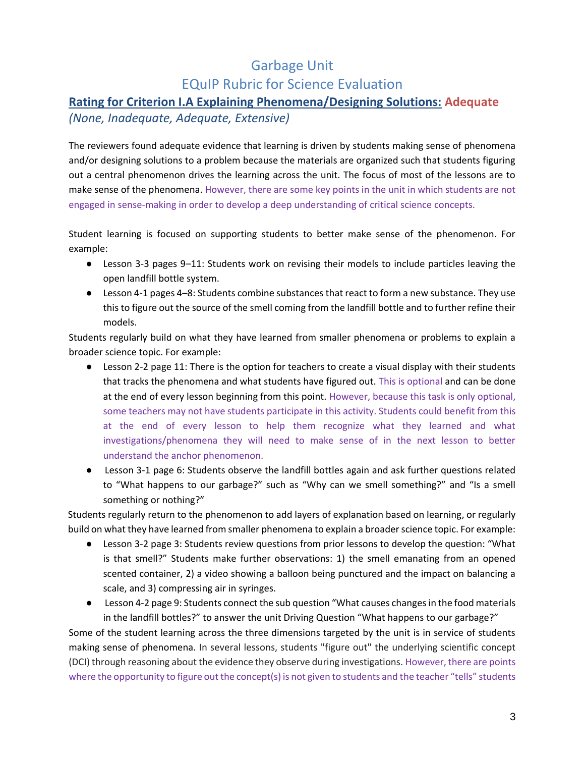# Garbage Unit

# EQuIP Rubric for Science Evaluation

## **Rating for Criterion I.A Explaining Phenomena/Designing Solutions:** Adequate

*(None, Inadequate, Adequate, Extensive)*

The reviewers found adequate evidence that learning is driven by students making sense of phenomena and/or designing solutions to a problem because the materials are organized such that students figuring out a central phenomenon drives the learning across the unit. The focus of most of the lessons are to make sense of the phenomena. However, there are some key points in the unit in which students are not engaged in sense-making in order to develop a deep understanding of critical science concepts.

Student learning is focused on supporting students to better make sense of the phenomenon. For example:

- Lesson 3-3 pages 9–11: Students work on revising their models to include particles leaving the open landfill bottle system.
- Lesson 4-1 pages 4–8: Students combine substances that react to form a new substance. They use this to figure out the source of the smell coming from the landfill bottle and to further refine their models.

Students regularly build on what they have learned from smaller phenomena or problems to explain a broader science topic. For example:

- Lesson 2-2 page 11: There is the option for teachers to create a visual display with their students that tracks the phenomena and what students have figured out. This is optional and can be done at the end of every lesson beginning from this point. However, because this task is only optional, some teachers may not have students participate in this activity. Students could benefit from this at the end of every lesson to help them recognize what they learned and what investigations/phenomena they will need to make sense of in the next lesson to better understand the anchor phenomenon.
- Lesson 3-1 page 6: Students observe the landfill bottles again and ask further questions related to "What happens to our garbage?" such as "Why can we smell something?" and "Is a smell something or nothing?"

Students regularly return to the phenomenon to add layers of explanation based on learning, or regularly build on what they have learned from smaller phenomena to explain a broader science topic. For example:

- Lesson 3-2 page 3: Students review questions from prior lessons to develop the question: "What is that smell?" Students make further observations: 1) the smell emanating from an opened scented container, 2) a video showing a balloon being punctured and the impact on balancing a scale, and 3) compressing air in syringes.
- Lesson 4-2 page 9: Students connect the sub question "What causes changes in the food materials in the landfill bottles?" to answer the unit Driving Question "What happens to our garbage?"

Some of the student learning across the three dimensions targeted by the unit is in service of students making sense of phenomena. In several lessons, students "figure out" the underlying scientific concept (DCI) through reasoning about the evidence they observe during investigations. However, there are points where the opportunity to figure out the concept(s) is not given to students and the teacher "tells" students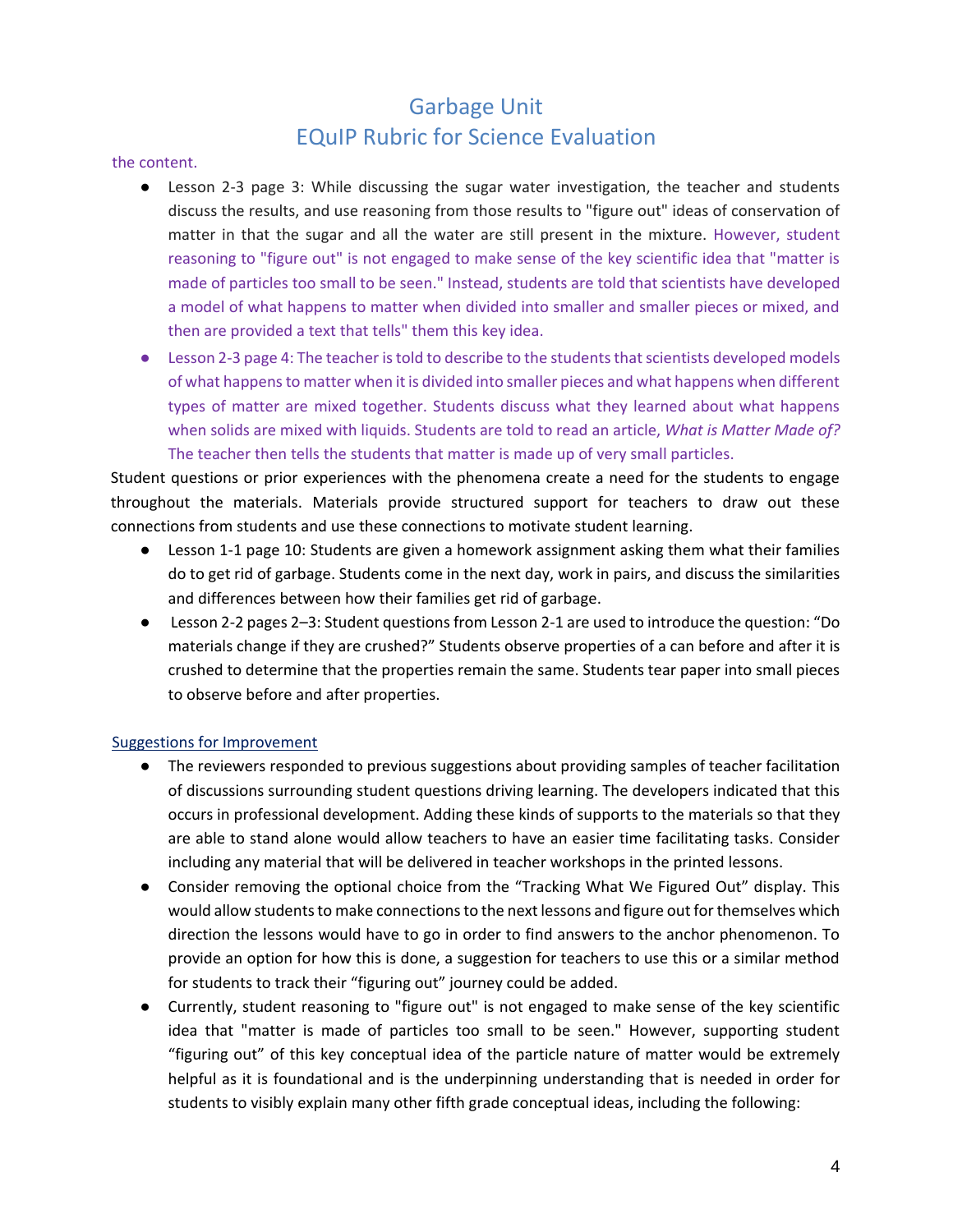the content.

- Lesson 2-3 page 3: While discussing the sugar water investigation, the teacher and students discuss the results, and use reasoning from those results to "figure out" ideas of conservation of matter in that the sugar and all the water are still present in the mixture. However, student reasoning to "figure out" is not engaged to make sense of the key scientific idea that "matter is made of particles too small to be seen." Instead, students are told that scientists have developed a model of what happens to matter when divided into smaller and smaller pieces or mixed, and then are provided a text that tells" them this key idea.
- Lesson 2-3 page 4: The teacher is told to describe to the students that scientists developed models of what happens to matter when it is divided into smaller pieces and what happens when different types of matter are mixed together. Students discuss what they learned about what happens when solids are mixed with liquids. Students are told to read an article, *What is Matter Made of?* The teacher then tells the students that matter is made up of very small particles.

Student questions or prior experiences with the phenomena create a need for the students to engage throughout the materials. Materials provide structured support for teachers to draw out these connections from students and use these connections to motivate student learning.

- Lesson 1-1 page 10: Students are given a homework assignment asking them what their families do to get rid of garbage. Students come in the next day, work in pairs, and discuss the similarities and differences between how their families get rid of garbage.
- Lesson 2-2 pages 2–3: Student questions from Lesson 2-1 are used to introduce the question: "Do materials change if they are crushed?" Students observe properties of a can before and after it is crushed to determine that the properties remain the same. Students tear paper into small pieces to observe before and after properties.

Suggestions for Improvement

- The reviewers responded to previous suggestions about providing samples of teacher facilitation of discussions surrounding student questions driving learning. The developers indicated that this occurs in professional development. Adding these kinds of supports to the materials so that they are able to stand alone would allow teachers to have an easier time facilitating tasks. Consider including any material that will be delivered in teacher workshops in the printed lessons.
- Consider removing the optional choice from the "Tracking What We Figured Out" display. This would allow students to make connections to the next lessons and figure out for themselves which direction the lessons would have to go in order to find answers to the anchor phenomenon. To provide an option for how this is done, a suggestion for teachers to use this or a similar method for students to track their "figuring out" journey could be added.
- Currently, student reasoning to "figure out" is not engaged to make sense of the key scientific idea that "matter is made of particles too small to be seen." However, supporting student "figuring out" of this key conceptual idea of the particle nature of matter would be extremely helpful as it is foundational and is the underpinning understanding that is needed in order for students to visibly explain many other fifth grade conceptual ideas, including the following: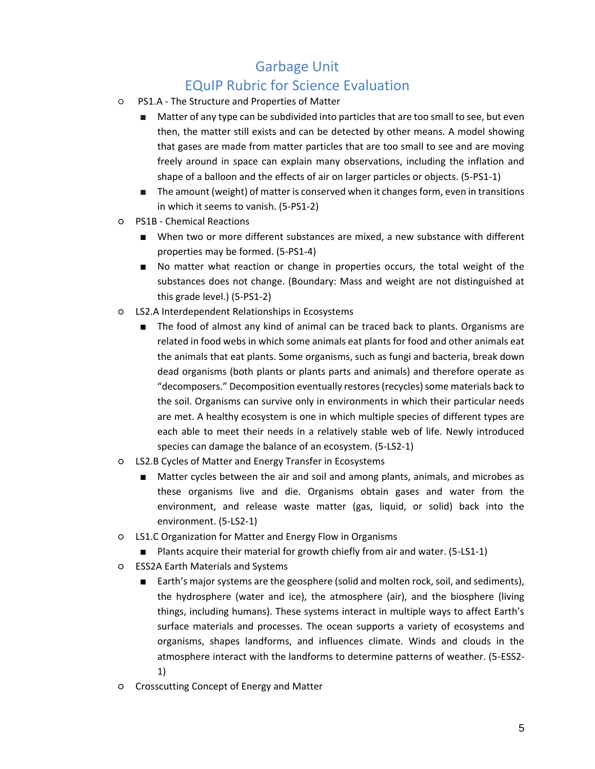# Garbage Unit

# EQuIP Rubric for Science Evaluation

- PS1.A - The Structure and Properties of Matter
  - Matter of any type can be subdivided into particles that are too small to see, but even then, the matter still exists and can be detected by other means. A model showing that gases are made from matter particles that are too small to see and are moving freely around in space can explain many observations, including the inflation and shape of a balloon and the effects of air on larger particles or objects. (5-PS1-1)
  - The amount (weight) of matter is conserved when it changes form, even in transitions in which it seems to vanish. (5-PS1-2)
- PS1B - Chemical Reactions
  - When two or more different substances are mixed, a new substance with different properties may be formed. (5-PS1-4)
  - No matter what reaction or change in properties occurs, the total weight of the substances does not change. (Boundary: Mass and weight are not distinguished at this grade level.) (5-PS1-2)
- LS2.A Interdependent Relationships in Ecosystems
  - The food of almost any kind of animal can be traced back to plants. Organisms are related in food webs in which some animals eat plants for food and other animals eat the animals that eat plants. Some organisms, such as fungi and bacteria, break down dead organisms (both plants or plants parts and animals) and therefore operate as "decomposers." Decomposition eventually restores (recycles) some materials back to the soil. Organisms can survive only in environments in which their particular needs are met. A healthy ecosystem is one in which multiple species of different types are each able to meet their needs in a relatively stable web of life. Newly introduced species can damage the balance of an ecosystem. (5-LS2-1)
- LS2.B Cycles of Matter and Energy Transfer in Ecosystems
  - Matter cycles between the air and soil and among plants, animals, and microbes as these organisms live and die. Organisms obtain gases and water from the environment, and release waste matter (gas, liquid, or solid) back into the environment. (5-LS2-1)
- LS1.C Organization for Matter and Energy Flow in Organisms
  - Plants acquire their material for growth chiefly from air and water. (5-LS1-1)
- ESS2A Earth Materials and Systems
  - Earth's major systems are the geosphere (solid and molten rock, soil, and sediments), the hydrosphere (water and ice), the atmosphere (air), and the biosphere (living things, including humans). These systems interact in multiple ways to affect Earth's surface materials and processes. The ocean supports a variety of ecosystems and organisms, shapes landforms, and influences climate. Winds and clouds in the atmosphere interact with the landforms to determine patterns of weather. (5-ESS2-1)
- Crosscutting Concept of Energy and Matter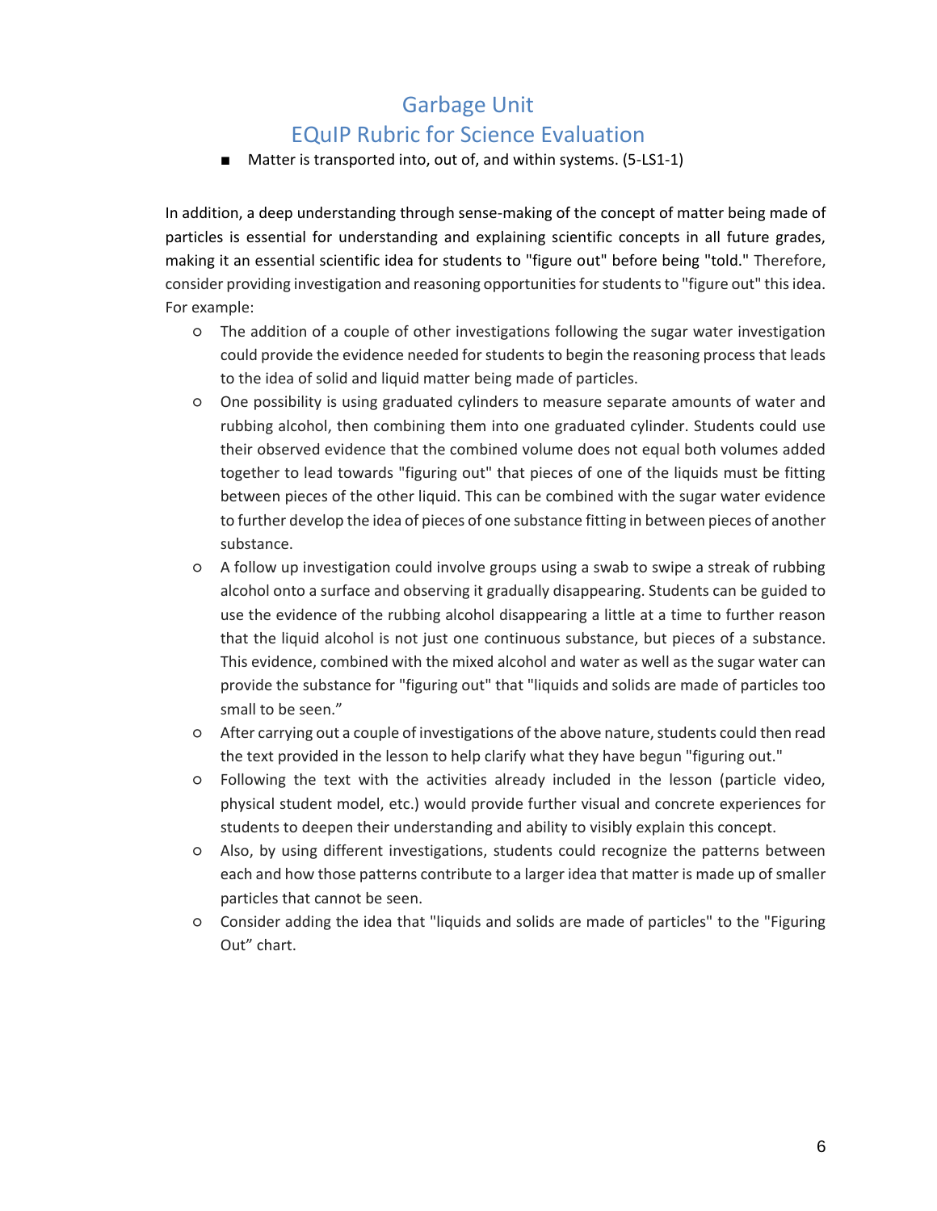- Matter is transported into, out of, and within systems. (5-LS1-1)

In addition, a deep understanding through sense-making of the concept of matter being made of particles is essential for understanding and explaining scientific concepts in all future grades, making it an essential scientific idea for students to "figure out" before being "told." Therefore, consider providing investigation and reasoning opportunities for students to "figure out" this idea. For example:

- The addition of a couple of other investigations following the sugar water investigation could provide the evidence needed for students to begin the reasoning process that leads to the idea of solid and liquid matter being made of particles.
- One possibility is using graduated cylinders to measure separate amounts of water and rubbing alcohol, then combining them into one graduated cylinder. Students could use their observed evidence that the combined volume does not equal both volumes added together to lead towards "figuring out" that pieces of one of the liquids must be fitting between pieces of the other liquid. This can be combined with the sugar water evidence to further develop the idea of pieces of one substance fitting in between pieces of another substance.
- A follow up investigation could involve groups using a swab to swipe a streak of rubbing alcohol onto a surface and observing it gradually disappearing. Students can be guided to use the evidence of the rubbing alcohol disappearing a little at a time to further reason that the liquid alcohol is not just one continuous substance, but pieces of a substance. This evidence, combined with the mixed alcohol and water as well as the sugar water can provide the substance for "figuring out" that "liquids and solids are made of particles too small to be seen."
- After carrying out a couple of investigations of the above nature, students could then read the text provided in the lesson to help clarify what they have begun "figuring out."
- Following the text with the activities already included in the lesson (particle video, physical student model, etc.) would provide further visual and concrete experiences for students to deepen their understanding and ability to visibly explain this concept.
- Also, by using different investigations, students could recognize the patterns between each and how those patterns contribute to a larger idea that matter is made up of smaller particles that cannot be seen.
- Consider adding the idea that "liquids and solids are made of particles" to the "Figuring Out" chart.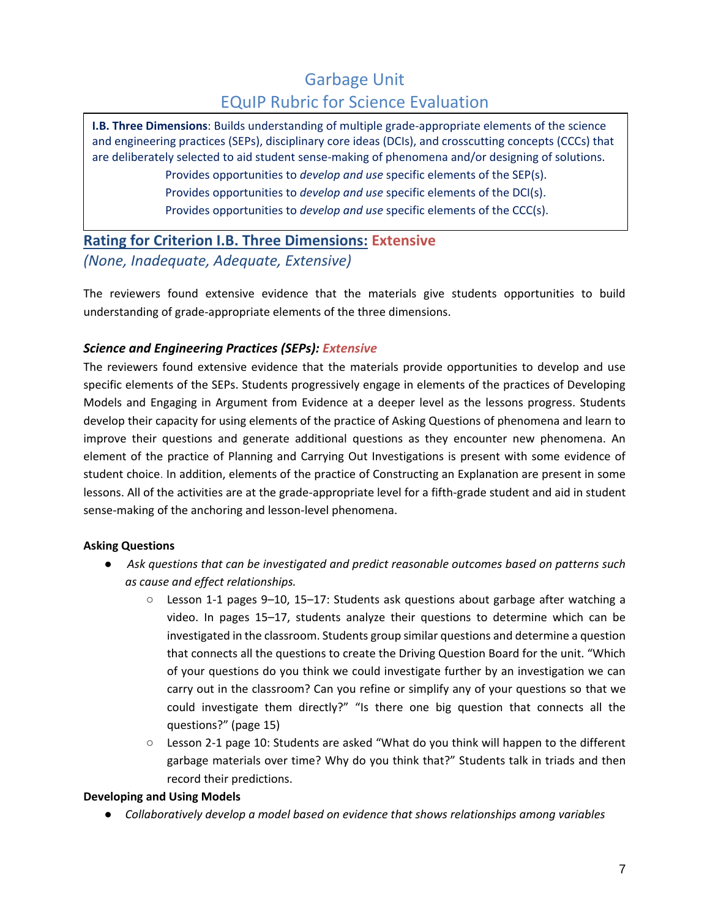# Garbage Unit
# EQuIP Rubric for Science Evaluation

> **I.B. Three Dimensions**: Builds understanding of multiple grade-appropriate elements of the science and engineering practices (SEPs), disciplinary core ideas (DCIs), and crosscutting concepts (CCCs) that are deliberately selected to aid student sense-making of phenomena and/or designing of solutions.
>
> Provides opportunities to *develop and use* specific elements of the SEP(s).
>
> Provides opportunities to *develop and use* specific elements of the DCI(s).
>
> Provides opportunities to *develop and use* specific elements of the CCC(s).

## Rating for Criterion I.B. Three Dimensions: Extensive

*(None, Inadequate, Adequate, Extensive)*

The reviewers found extensive evidence that the materials give students opportunities to build understanding of grade-appropriate elements of the three dimensions.

### *Science and Engineering Practices (SEPs): Extensive*

The reviewers found extensive evidence that the materials provide opportunities to develop and use specific elements of the SEPs. Students progressively engage in elements of the practices of Developing Models and Engaging in Argument from Evidence at a deeper level as the lessons progress. Students develop their capacity for using elements of the practice of Asking Questions of phenomena and learn to improve their questions and generate additional questions as they encounter new phenomena. An element of the practice of Planning and Carrying Out Investigations is present with some evidence of student choice. In addition, elements of the practice of Constructing an Explanation are present in some lessons. All of the activities are at the grade-appropriate level for a fifth-grade student and aid in student sense-making of the anchoring and lesson-level phenomena.

**Asking Questions**

- *Ask questions that can be investigated and predict reasonable outcomes based on patterns such as cause and effect relationships.*
  - Lesson 1-1 pages 9–10, 15–17: Students ask questions about garbage after watching a video. In pages 15–17, students analyze their questions to determine which can be investigated in the classroom. Students group similar questions and determine a question that connects all the questions to create the Driving Question Board for the unit. "Which of your questions do you think we could investigate further by an investigation we can carry out in the classroom? Can you refine or simplify any of your questions so that we could investigate them directly?" "Is there one big question that connects all the questions?" (page 15)
  - Lesson 2-1 page 10: Students are asked "What do you think will happen to the different garbage materials over time? Why do you think that?" Students talk in triads and then record their predictions.

**Developing and Using Models**

- *Collaboratively develop a model based on evidence that shows relationships among variables*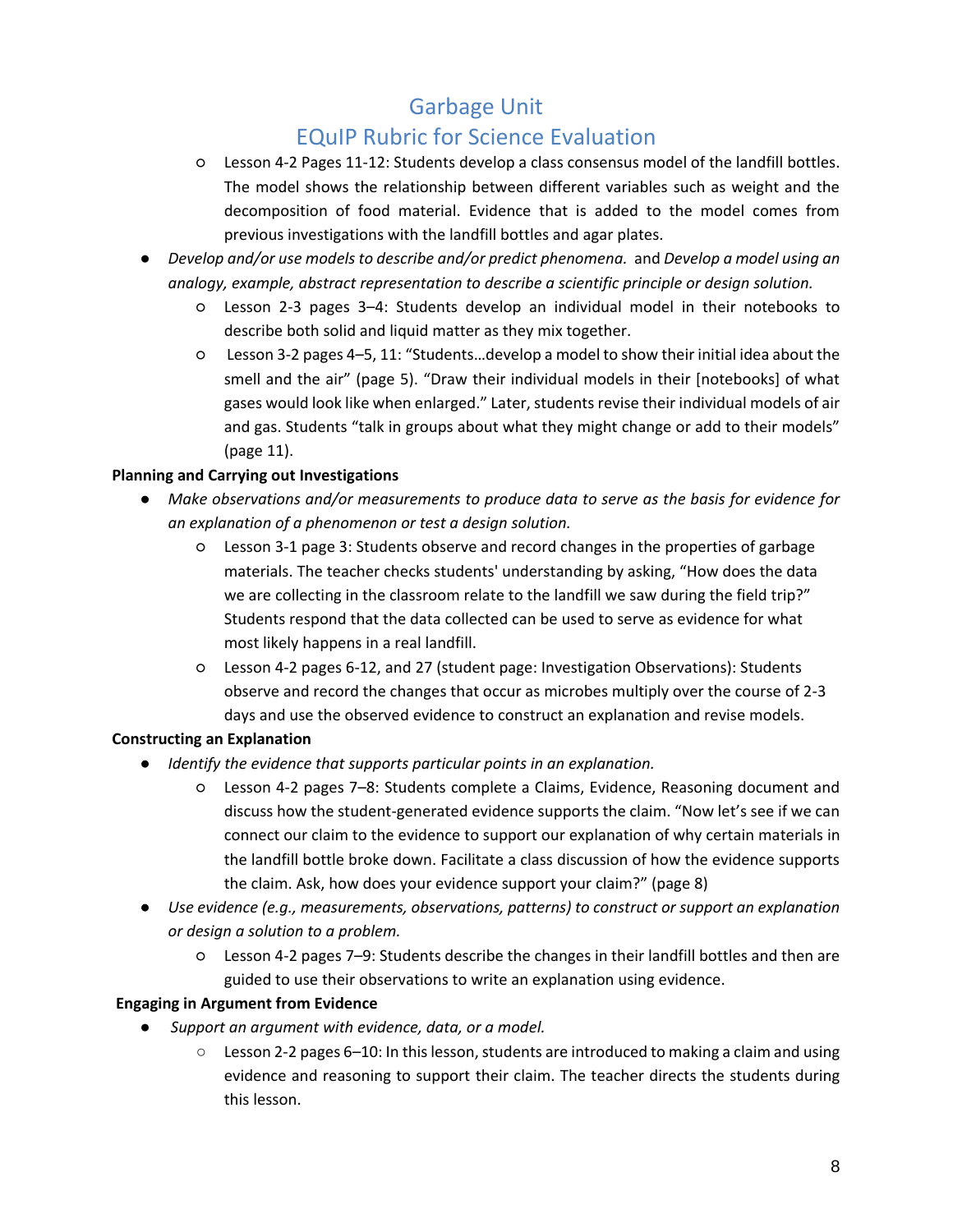- Lesson 4-2 Pages 11-12: Students develop a class consensus model of the landfill bottles. The model shows the relationship between different variables such as weight and the decomposition of food material. Evidence that is added to the model comes from previous investigations with the landfill bottles and agar plates.

- *Develop and/or use models to describe and/or predict phenomena.* and *Develop a model using an analogy, example, abstract representation to describe a scientific principle or design solution.*
  - Lesson 2-3 pages 3–4: Students develop an individual model in their notebooks to describe both solid and liquid matter as they mix together.
  - Lesson 3-2 pages 4–5, 11: "Students…develop a model to show their initial idea about the smell and the air" (page 5). "Draw their individual models in their [notebooks] of what gases would look like when enlarged." Later, students revise their individual models of air and gas. Students "talk in groups about what they might change or add to their models" (page 11).

**Planning and Carrying out Investigations**

- *Make observations and/or measurements to produce data to serve as the basis for evidence for an explanation of a phenomenon or test a design solution.*
  - Lesson 3-1 page 3: Students observe and record changes in the properties of garbage materials. The teacher checks students' understanding by asking, "How does the data we are collecting in the classroom relate to the landfill we saw during the field trip?" Students respond that the data collected can be used to serve as evidence for what most likely happens in a real landfill.
  - Lesson 4-2 pages 6-12, and 27 (student page: Investigation Observations): Students observe and record the changes that occur as microbes multiply over the course of 2-3 days and use the observed evidence to construct an explanation and revise models.

**Constructing an Explanation**

- *Identify the evidence that supports particular points in an explanation.*
  - Lesson 4-2 pages 7–8: Students complete a Claims, Evidence, Reasoning document and discuss how the student-generated evidence supports the claim. "Now let's see if we can connect our claim to the evidence to support our explanation of why certain materials in the landfill bottle broke down. Facilitate a class discussion of how the evidence supports the claim. Ask, how does your evidence support your claim?" (page 8)
- *Use evidence (e.g., measurements, observations, patterns) to construct or support an explanation or design a solution to a problem.*
  - Lesson 4-2 pages 7–9: Students describe the changes in their landfill bottles and then are guided to use their observations to write an explanation using evidence.

**Engaging in Argument from Evidence**

- *Support an argument with evidence, data, or a model.*
  - Lesson 2-2 pages 6–10: In this lesson, students are introduced to making a claim and using evidence and reasoning to support their claim. The teacher directs the students during this lesson.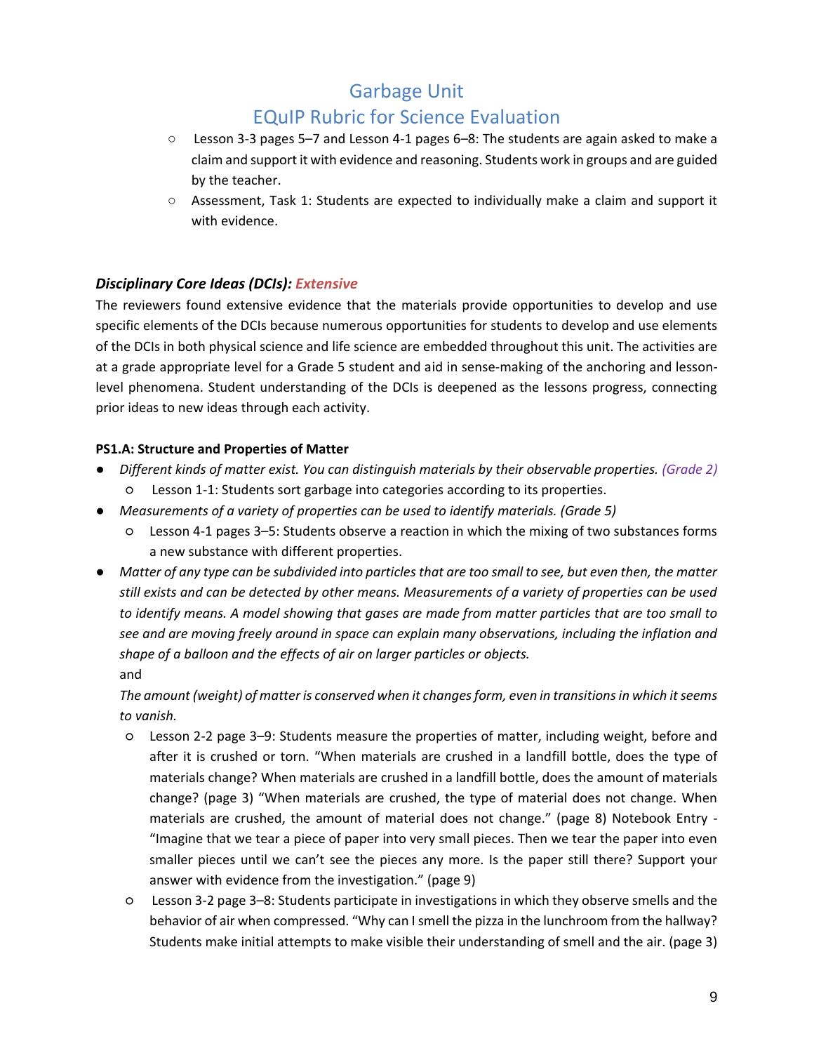- Lesson 3-3 pages 5–7 and Lesson 4-1 pages 6–8: The students are again asked to make a claim and support it with evidence and reasoning. Students work in groups and are guided by the teacher.
- Assessment, Task 1: Students are expected to individually make a claim and support it with evidence.

### *Disciplinary Core Ideas (DCIs): Extensive*

The reviewers found extensive evidence that the materials provide opportunities to develop and use specific elements of the DCIs because numerous opportunities for students to develop and use elements of the DCIs in both physical science and life science are embedded throughout this unit. The activities are at a grade appropriate level for a Grade 5 student and aid in sense-making of the anchoring and lesson-level phenomena. Student understanding of the DCIs is deepened as the lessons progress, connecting prior ideas to new ideas through each activity.

**PS1.A: Structure and Properties of Matter**

- *Different kinds of matter exist. You can distinguish materials by their observable properties. (Grade 2)*
  - Lesson 1-1: Students sort garbage into categories according to its properties.
- *Measurements of a variety of properties can be used to identify materials. (Grade 5)*
  - Lesson 4-1 pages 3–5: Students observe a reaction in which the mixing of two substances forms a new substance with different properties.
- *Matter of any type can be subdivided into particles that are too small to see, but even then, the matter still exists and can be detected by other means. Measurements of a variety of properties can be used to identify means. A model showing that gases are made from matter particles that are too small to see and are moving freely around in space can explain many observations, including the inflation and shape of a balloon and the effects of air on larger particles or objects.*

  and

  *The amount (weight) of matter is conserved when it changes form, even in transitions in which it seems to vanish.*
  - Lesson 2-2 page 3–9: Students measure the properties of matter, including weight, before and after it is crushed or torn. "When materials are crushed in a landfill bottle, does the type of materials change? When materials are crushed in a landfill bottle, does the amount of materials change? (page 3) "When materials are crushed, the type of material does not change. When materials are crushed, the amount of material does not change." (page 8) Notebook Entry - "Imagine that we tear a piece of paper into very small pieces. Then we tear the paper into even smaller pieces until we can't see the pieces any more. Is the paper still there? Support your answer with evidence from the investigation." (page 9)
  - Lesson 3-2 page 3–8: Students participate in investigations in which they observe smells and the behavior of air when compressed. "Why can I smell the pizza in the lunchroom from the hallway? Students make initial attempts to make visible their understanding of smell and the air. (page 3)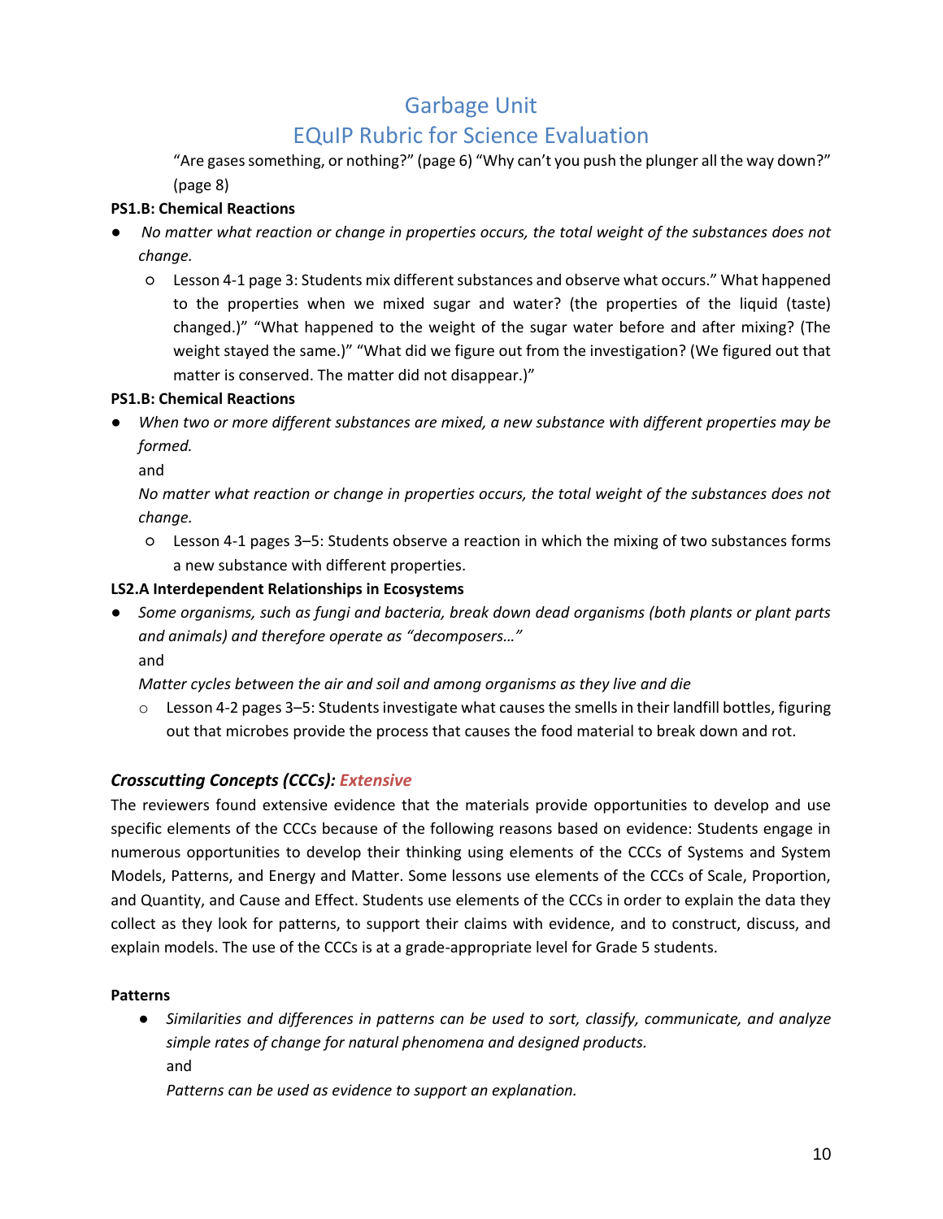"Are gases something, or nothing?" (page 6) "Why can't you push the plunger all the way down?" (page 8)

**PS1.B: Chemical Reactions**

- *No matter what reaction or change in properties occurs, the total weight of the substances does not change.*
    - Lesson 4-1 page 3: Students mix different substances and observe what occurs." What happened to the properties when we mixed sugar and water? (the properties of the liquid (taste) changed.)" "What happened to the weight of the sugar water before and after mixing? (The weight stayed the same.)" "What did we figure out from the investigation? (We figured out that matter is conserved. The matter did not disappear.)"

**PS1.B: Chemical Reactions**

- *When two or more different substances are mixed, a new substance with different properties may be formed.*

  and

  *No matter what reaction or change in properties occurs, the total weight of the substances does not change.*
    - Lesson 4-1 pages 3–5: Students observe a reaction in which the mixing of two substances forms a new substance with different properties.

**LS2.A Interdependent Relationships in Ecosystems**

- *Some organisms, such as fungi and bacteria, break down dead organisms (both plants or plant parts and animals) and therefore operate as "decomposers…"*

  and

  *Matter cycles between the air and soil and among organisms as they live and die*
    - Lesson 4-2 pages 3–5: Students investigate what causes the smells in their landfill bottles, figuring out that microbes provide the process that causes the food material to break down and rot.

### *Crosscutting Concepts (CCCs): Extensive*

The reviewers found extensive evidence that the materials provide opportunities to develop and use specific elements of the CCCs because of the following reasons based on evidence: Students engage in numerous opportunities to develop their thinking using elements of the CCCs of Systems and System Models, Patterns, and Energy and Matter. Some lessons use elements of the CCCs of Scale, Proportion, and Quantity, and Cause and Effect. Students use elements of the CCCs in order to explain the data they collect as they look for patterns, to support their claims with evidence, and to construct, discuss, and explain models. The use of the CCCs is at a grade-appropriate level for Grade 5 students.

**Patterns**

- *Similarities and differences in patterns can be used to sort, classify, communicate, and analyze simple rates of change for natural phenomena and designed products.*

  and

  *Patterns can be used as evidence to support an explanation.*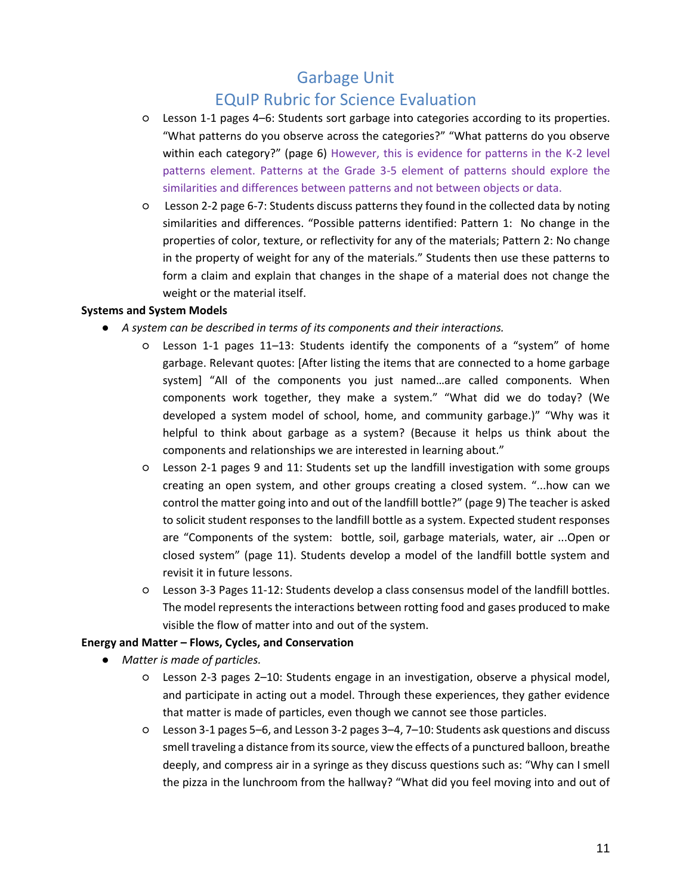- Lesson 1-1 pages 4–6: Students sort garbage into categories according to its properties. “What patterns do you observe across the categories?” “What patterns do you observe within each category?” (page 6) However, this is evidence for patterns in the K-2 level patterns element. Patterns at the Grade 3-5 element of patterns should explore the similarities and differences between patterns and not between objects or data.
- Lesson 2-2 page 6-7: Students discuss patterns they found in the collected data by noting similarities and differences. “Possible patterns identified: Pattern 1: No change in the properties of color, texture, or reflectivity for any of the materials; Pattern 2: No change in the property of weight for any of the materials.” Students then use these patterns to form a claim and explain that changes in the shape of a material does not change the weight or the material itself.

**Systems and System Models**

- *A system can be described in terms of its components and their interactions.*
  - Lesson 1-1 pages 11–13: Students identify the components of a “system” of home garbage. Relevant quotes: [After listing the items that are connected to a home garbage system] “All of the components you just named…are called components. When components work together, they make a system.” “What did we do today? (We developed a system model of school, home, and community garbage.)” “Why was it helpful to think about garbage as a system? (Because it helps us think about the components and relationships we are interested in learning about.”
  - Lesson 2-1 pages 9 and 11: Students set up the landfill investigation with some groups creating an open system, and other groups creating a closed system. “...how can we control the matter going into and out of the landfill bottle?” (page 9) The teacher is asked to solicit student responses to the landfill bottle as a system. Expected student responses are “Components of the system: bottle, soil, garbage materials, water, air ...Open or closed system” (page 11). Students develop a model of the landfill bottle system and revisit it in future lessons.
  - Lesson 3-3 Pages 11-12: Students develop a class consensus model of the landfill bottles. The model represents the interactions between rotting food and gases produced to make visible the flow of matter into and out of the system.

**Energy and Matter – Flows, Cycles, and Conservation**

- *Matter is made of particles.*
  - Lesson 2-3 pages 2–10: Students engage in an investigation, observe a physical model, and participate in acting out a model. Through these experiences, they gather evidence that matter is made of particles, even though we cannot see those particles.
  - Lesson 3-1 pages 5–6, and Lesson 3-2 pages 3–4, 7–10: Students ask questions and discuss smell traveling a distance from its source, view the effects of a punctured balloon, breathe deeply, and compress air in a syringe as they discuss questions such as: “Why can I smell the pizza in the lunchroom from the hallway? “What did you feel moving into and out of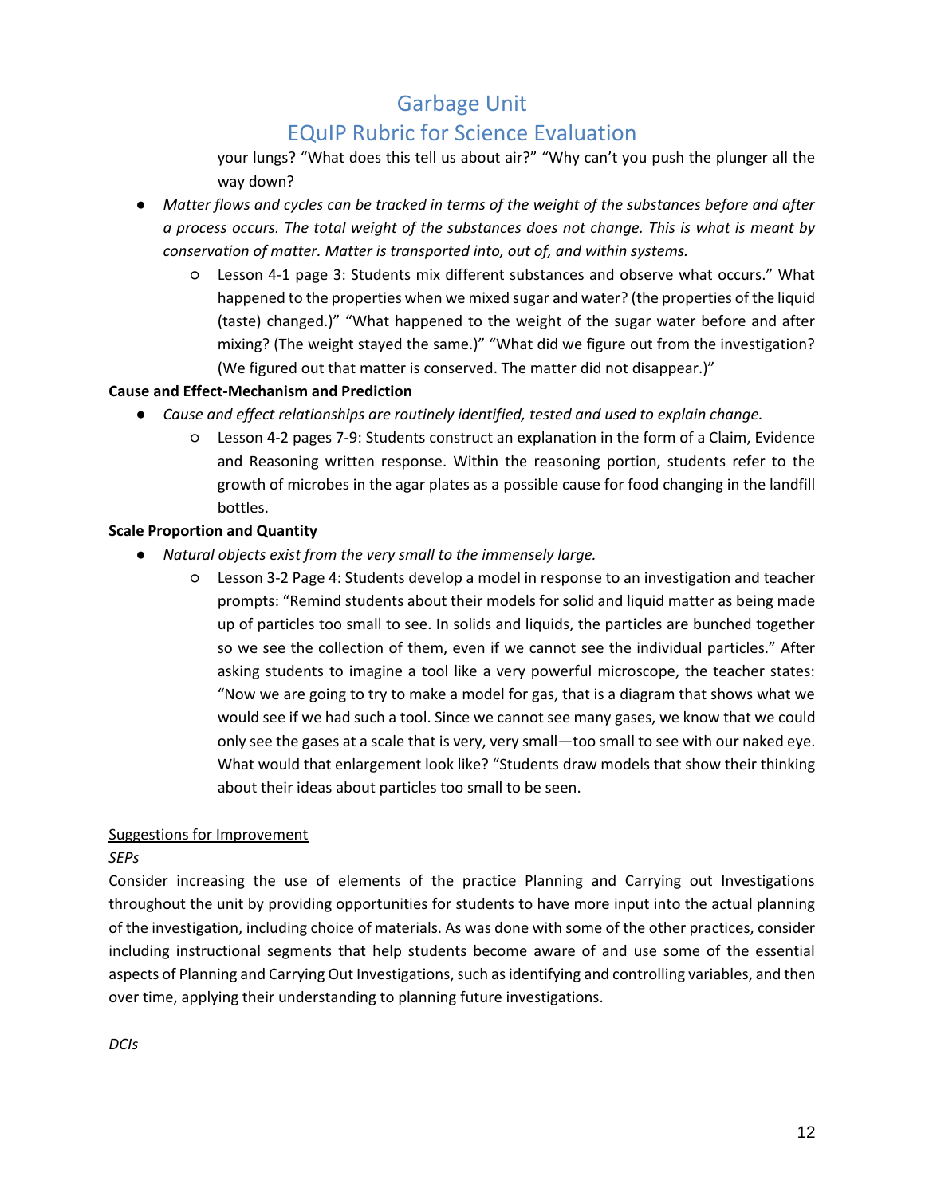your lungs? "What does this tell us about air?" "Why can't you push the plunger all the way down?

- *Matter flows and cycles can be tracked in terms of the weight of the substances before and after a process occurs. The total weight of the substances does not change. This is what is meant by conservation of matter. Matter is transported into, out of, and within systems.*
    - Lesson 4-1 page 3: Students mix different substances and observe what occurs." What happened to the properties when we mixed sugar and water? (the properties of the liquid (taste) changed.)" "What happened to the weight of the sugar water before and after mixing? (The weight stayed the same.)" "What did we figure out from the investigation? (We figured out that matter is conserved. The matter did not disappear.)"

**Cause and Effect-Mechanism and Prediction**

- *Cause and effect relationships are routinely identified, tested and used to explain change.*
    - Lesson 4-2 pages 7-9: Students construct an explanation in the form of a Claim, Evidence and Reasoning written response. Within the reasoning portion, students refer to the growth of microbes in the agar plates as a possible cause for food changing in the landfill bottles.

**Scale Proportion and Quantity**

- *Natural objects exist from the very small to the immensely large.*
    - Lesson 3-2 Page 4: Students develop a model in response to an investigation and teacher prompts: "Remind students about their models for solid and liquid matter as being made up of particles too small to see. In solids and liquids, the particles are bunched together so we see the collection of them, even if we cannot see the individual particles." After asking students to imagine a tool like a very powerful microscope, the teacher states: "Now we are going to try to make a model for gas, that is a diagram that shows what we would see if we had such a tool. Since we cannot see many gases, we know that we could only see the gases at a scale that is very, very small—too small to see with our naked eye. What would that enlargement look like? "Students draw models that show their thinking about their ideas about particles too small to be seen.

<u>Suggestions for Improvement</u>

*SEPs*

Consider increasing the use of elements of the practice Planning and Carrying out Investigations throughout the unit by providing opportunities for students to have more input into the actual planning of the investigation, including choice of materials. As was done with some of the other practices, consider including instructional segments that help students become aware of and use some of the essential aspects of Planning and Carrying Out Investigations, such as identifying and controlling variables, and then over time, applying their understanding to planning future investigations.

*DCIs*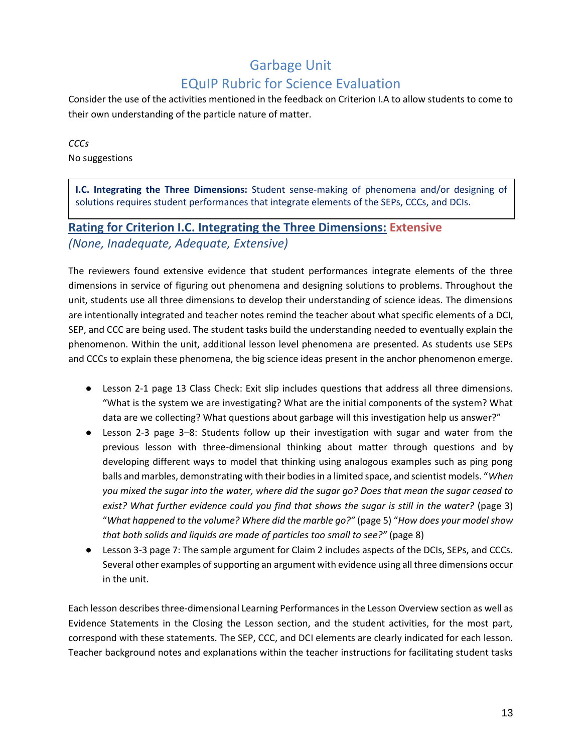Consider the use of the activities mentioned in the feedback on Criterion I.A to allow students to come to their own understanding of the particle nature of matter.

*CCCs*

No suggestions

> **I.C. Integrating the Three Dimensions:** Student sense-making of phenomena and/or designing of solutions requires student performances that integrate elements of the SEPs, CCCs, and DCIs.

## Rating for Criterion I.C. Integrating the Three Dimensions: Extensive

*(None, Inadequate, Adequate, Extensive)*

The reviewers found extensive evidence that student performances integrate elements of the three dimensions in service of figuring out phenomena and designing solutions to problems. Throughout the unit, students use all three dimensions to develop their understanding of science ideas. The dimensions are intentionally integrated and teacher notes remind the teacher about what specific elements of a DCI, SEP, and CCC are being used. The student tasks build the understanding needed to eventually explain the phenomenon. Within the unit, additional lesson level phenomena are presented. As students use SEPs and CCCs to explain these phenomena, the big science ideas present in the anchor phenomenon emerge.

- Lesson 2-1 page 13 Class Check: Exit slip includes questions that address all three dimensions. "What is the system we are investigating? What are the initial components of the system? What data are we collecting? What questions about garbage will this investigation help us answer?"
- Lesson 2-3 page 3–8: Students follow up their investigation with sugar and water from the previous lesson with three-dimensional thinking about matter through questions and by developing different ways to model that thinking using analogous examples such as ping pong balls and marbles, demonstrating with their bodies in a limited space, and scientist models. "*When you mixed the sugar into the water, where did the sugar go? Does that mean the sugar ceased to exist? What further evidence could you find that shows the sugar is still in the water?* (page 3) "*What happened to the volume? Where did the marble go?"* (page 5) "*How does your model show that both solids and liquids are made of particles too small to see?"* (page 8)
- Lesson 3-3 page 7: The sample argument for Claim 2 includes aspects of the DCIs, SEPs, and CCCs. Several other examples of supporting an argument with evidence using all three dimensions occur in the unit.

Each lesson describes three-dimensional Learning Performances in the Lesson Overview section as well as Evidence Statements in the Closing the Lesson section, and the student activities, for the most part, correspond with these statements. The SEP, CCC, and DCI elements are clearly indicated for each lesson. Teacher background notes and explanations within the teacher instructions for facilitating student tasks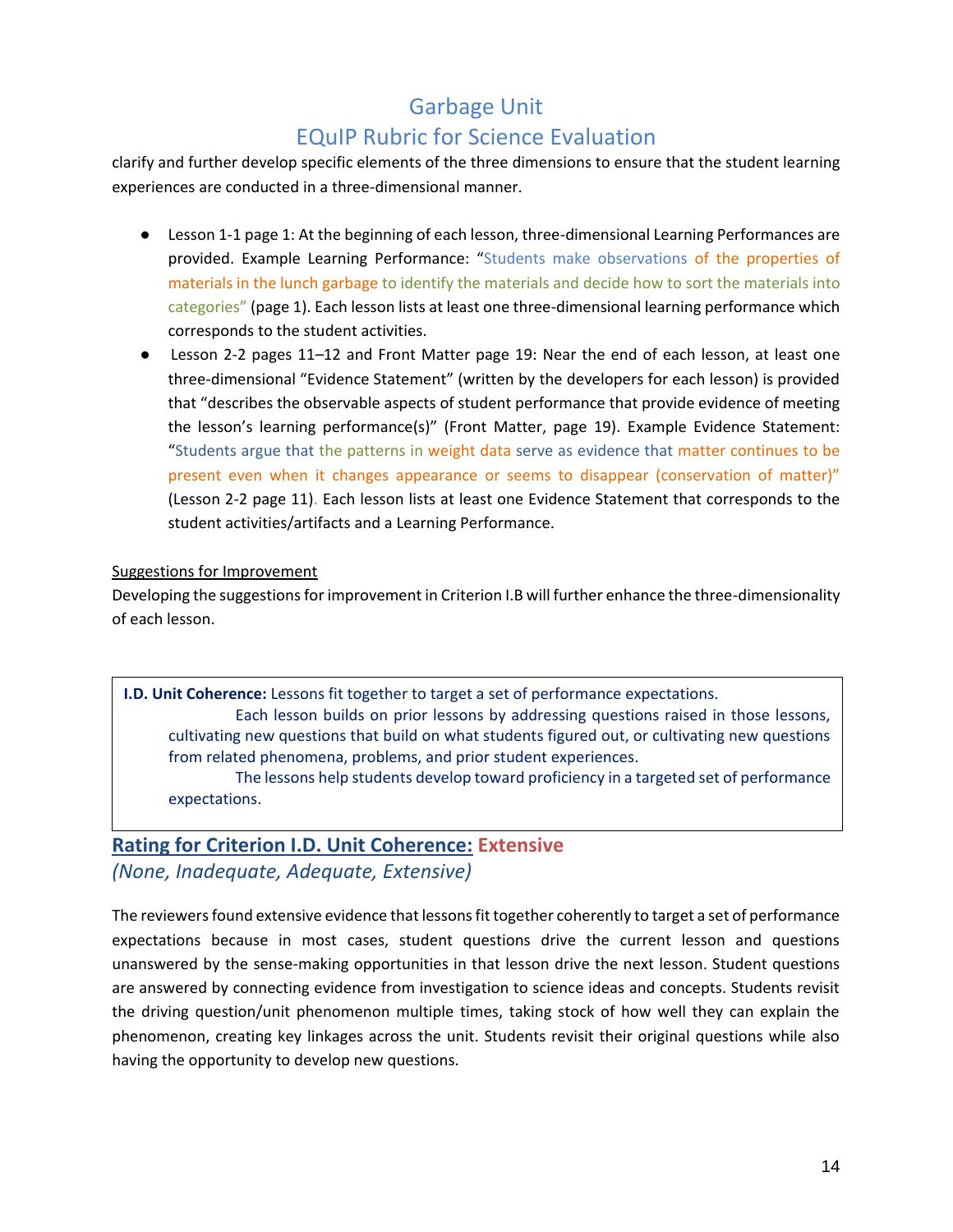clarify and further develop specific elements of the three dimensions to ensure that the student learning experiences are conducted in a three-dimensional manner.

- Lesson 1-1 page 1: At the beginning of each lesson, three-dimensional Learning Performances are provided. Example Learning Performance: "Students make observations of the properties of materials in the lunch garbage to identify the materials and decide how to sort the materials into categories" (page 1). Each lesson lists at least one three-dimensional learning performance which corresponds to the student activities.
- Lesson 2-2 pages 11–12 and Front Matter page 19: Near the end of each lesson, at least one three-dimensional "Evidence Statement" (written by the developers for each lesson) is provided that "describes the observable aspects of student performance that provide evidence of meeting the lesson's learning performance(s)" (Front Matter, page 19). Example Evidence Statement: "Students argue that the patterns in weight data serve as evidence that matter continues to be present even when it changes appearance or seems to disappear (conservation of matter)" (Lesson 2-2 page 11). Each lesson lists at least one Evidence Statement that corresponds to the student activities/artifacts and a Learning Performance.

Suggestions for Improvement

Developing the suggestions for improvement in Criterion I.B will further enhance the three-dimensionality of each lesson.

> **I.D. Unit Coherence:** Lessons fit together to target a set of performance expectations.
>
> Each lesson builds on prior lessons by addressing questions raised in those lessons, cultivating new questions that build on what students figured out, or cultivating new questions from related phenomena, problems, and prior student experiences.
>
> The lessons help students develop toward proficiency in a targeted set of performance expectations.

## Rating for Criterion I.D. Unit Coherence: Extensive

*(None, Inadequate, Adequate, Extensive)*

The reviewers found extensive evidence that lessons fit together coherently to target a set of performance expectations because in most cases, student questions drive the current lesson and questions unanswered by the sense-making opportunities in that lesson drive the next lesson. Student questions are answered by connecting evidence from investigation to science ideas and concepts. Students revisit the driving question/unit phenomenon multiple times, taking stock of how well they can explain the phenomenon, creating key linkages across the unit. Students revisit their original questions while also having the opportunity to develop new questions.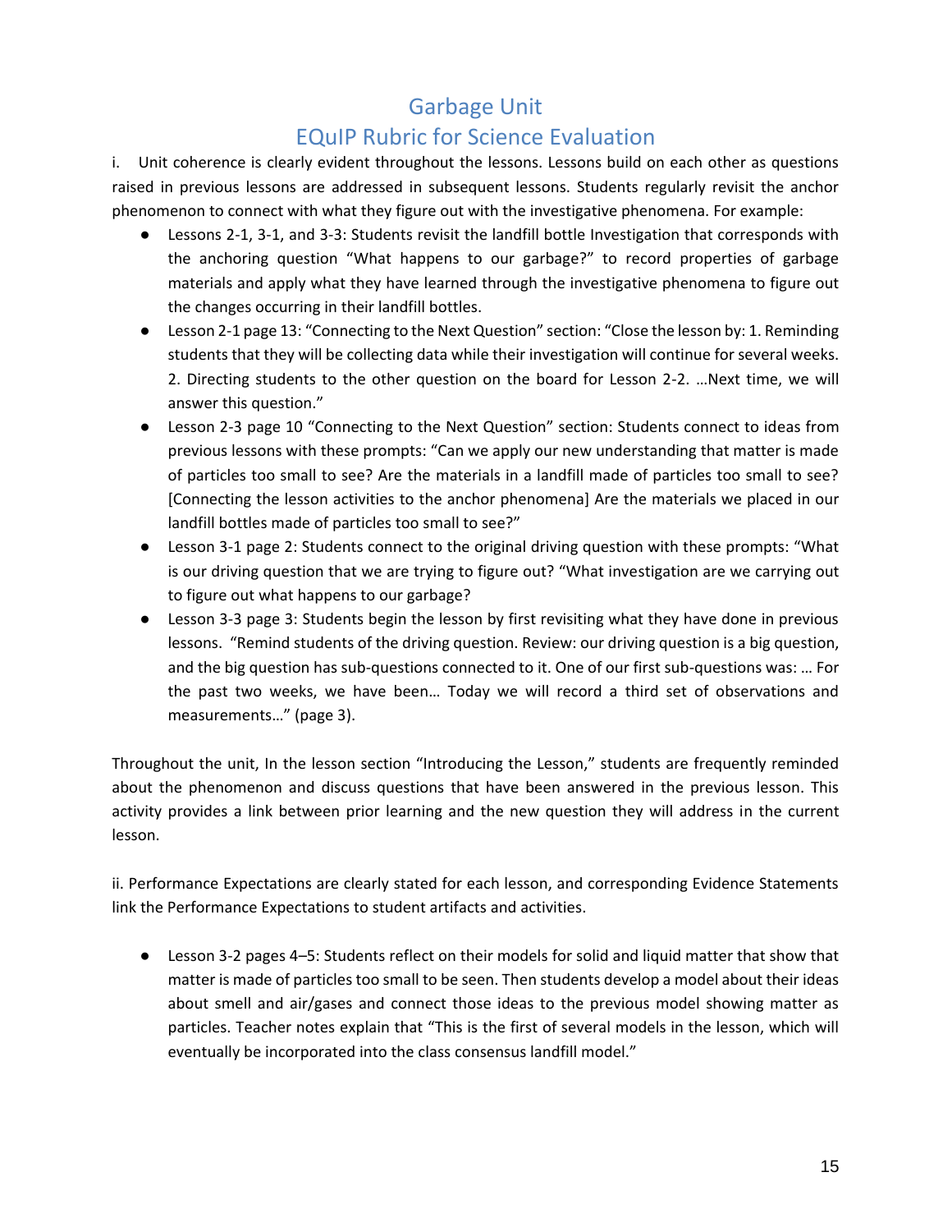# Garbage Unit

# EQuIP Rubric for Science Evaluation

i. Unit coherence is clearly evident throughout the lessons. Lessons build on each other as questions raised in previous lessons are addressed in subsequent lessons. Students regularly revisit the anchor phenomenon to connect with what they figure out with the investigative phenomena. For example:

- Lessons 2-1, 3-1, and 3-3: Students revisit the landfill bottle Investigation that corresponds with the anchoring question "What happens to our garbage?" to record properties of garbage materials and apply what they have learned through the investigative phenomena to figure out the changes occurring in their landfill bottles.
- Lesson 2-1 page 13: "Connecting to the Next Question" section: "Close the lesson by: 1. Reminding students that they will be collecting data while their investigation will continue for several weeks. 2. Directing students to the other question on the board for Lesson 2-2. …Next time, we will answer this question."
- Lesson 2-3 page 10 "Connecting to the Next Question" section: Students connect to ideas from previous lessons with these prompts: "Can we apply our new understanding that matter is made of particles too small to see? Are the materials in a landfill made of particles too small to see? [Connecting the lesson activities to the anchor phenomena] Are the materials we placed in our landfill bottles made of particles too small to see?"
- Lesson 3-1 page 2: Students connect to the original driving question with these prompts: "What is our driving question that we are trying to figure out? "What investigation are we carrying out to figure out what happens to our garbage?
- Lesson 3-3 page 3: Students begin the lesson by first revisiting what they have done in previous lessons. "Remind students of the driving question. Review: our driving question is a big question, and the big question has sub-questions connected to it. One of our first sub-questions was: … For the past two weeks, we have been… Today we will record a third set of observations and measurements…" (page 3).

Throughout the unit, In the lesson section "Introducing the Lesson," students are frequently reminded about the phenomenon and discuss questions that have been answered in the previous lesson. This activity provides a link between prior learning and the new question they will address in the current lesson.

ii. Performance Expectations are clearly stated for each lesson, and corresponding Evidence Statements link the Performance Expectations to student artifacts and activities.

- Lesson 3-2 pages 4–5: Students reflect on their models for solid and liquid matter that show that matter is made of particles too small to be seen. Then students develop a model about their ideas about smell and air/gases and connect those ideas to the previous model showing matter as particles. Teacher notes explain that "This is the first of several models in the lesson, which will eventually be incorporated into the class consensus landfill model."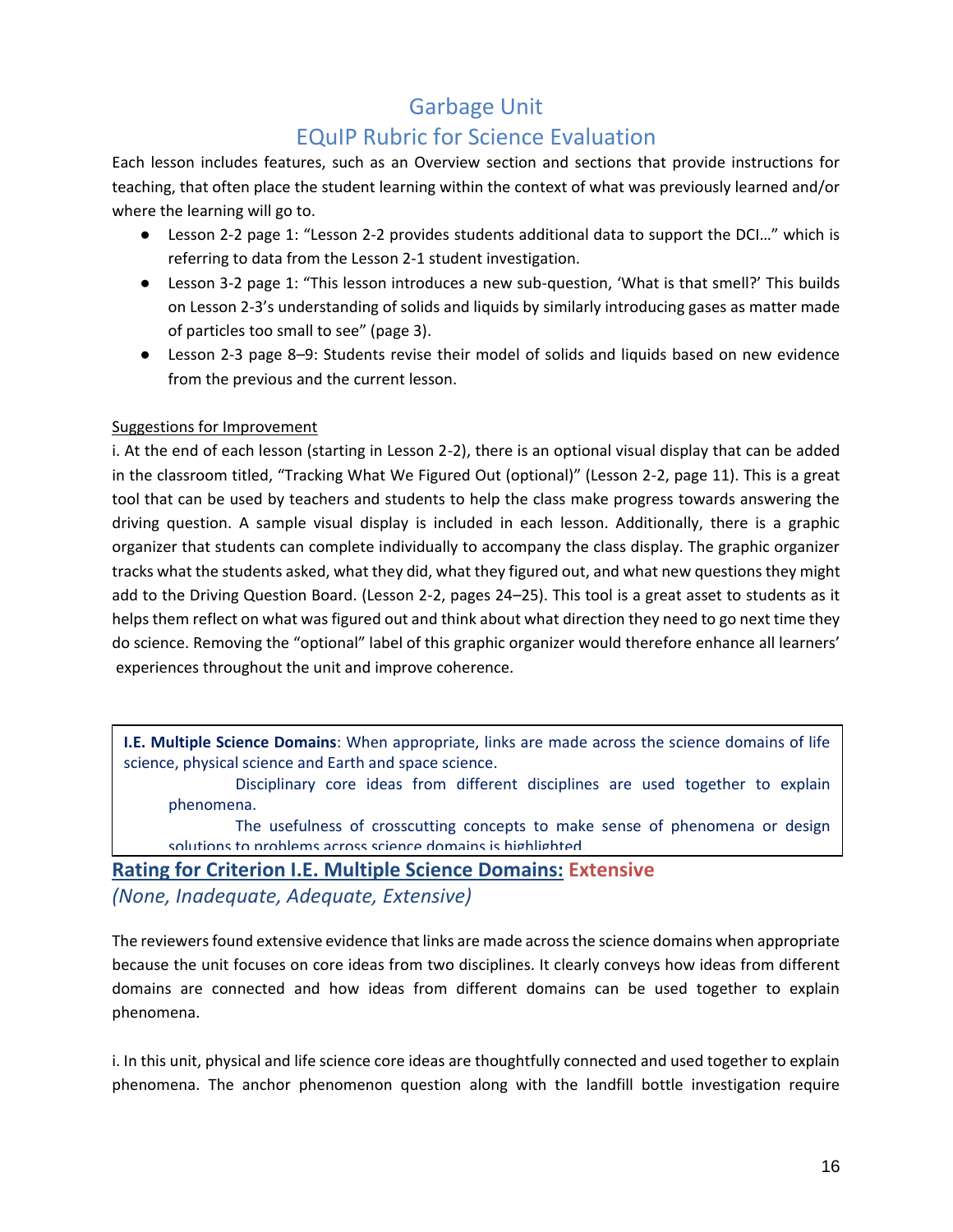# Garbage Unit
## EQuIP Rubric for Science Evaluation

Each lesson includes features, such as an Overview section and sections that provide instructions for teaching, that often place the student learning within the context of what was previously learned and/or where the learning will go to.

- Lesson 2-2 page 1: "Lesson 2-2 provides students additional data to support the DCI…" which is referring to data from the Lesson 2-1 student investigation.
- Lesson 3-2 page 1: "This lesson introduces a new sub-question, 'What is that smell?' This builds on Lesson 2-3's understanding of solids and liquids by similarly introducing gases as matter made of particles too small to see" (page 3).
- Lesson 2-3 page 8–9: Students revise their model of solids and liquids based on new evidence from the previous and the current lesson.

Suggestions for Improvement

i. At the end of each lesson (starting in Lesson 2-2), there is an optional visual display that can be added in the classroom titled, "Tracking What We Figured Out (optional)" (Lesson 2-2, page 11). This is a great tool that can be used by teachers and students to help the class make progress towards answering the driving question. A sample visual display is included in each lesson. Additionally, there is a graphic organizer that students can complete individually to accompany the class display. The graphic organizer tracks what the students asked, what they did, what they figured out, and what new questions they might add to the Driving Question Board. (Lesson 2-2, pages 24–25). This tool is a great asset to students as it helps them reflect on what was figured out and think about what direction they need to go next time they do science. Removing the "optional" label of this graphic organizer would therefore enhance all learners' experiences throughout the unit and improve coherence.

**I.E. Multiple Science Domains**: When appropriate, links are made across the science domains of life science, physical science and Earth and space science.

- Disciplinary core ideas from different disciplines are used together to explain phenomena.
- The usefulness of crosscutting concepts to make sense of phenomena or design solutions to problems across science domains is highlighted.

## Rating for Criterion I.E. Multiple Science Domains: Extensive

*(None, Inadequate, Adequate, Extensive)*

The reviewers found extensive evidence that links are made across the science domains when appropriate because the unit focuses on core ideas from two disciplines. It clearly conveys how ideas from different domains are connected and how ideas from different domains can be used together to explain phenomena.

i. In this unit, physical and life science core ideas are thoughtfully connected and used together to explain phenomena. The anchor phenomenon question along with the landfill bottle investigation require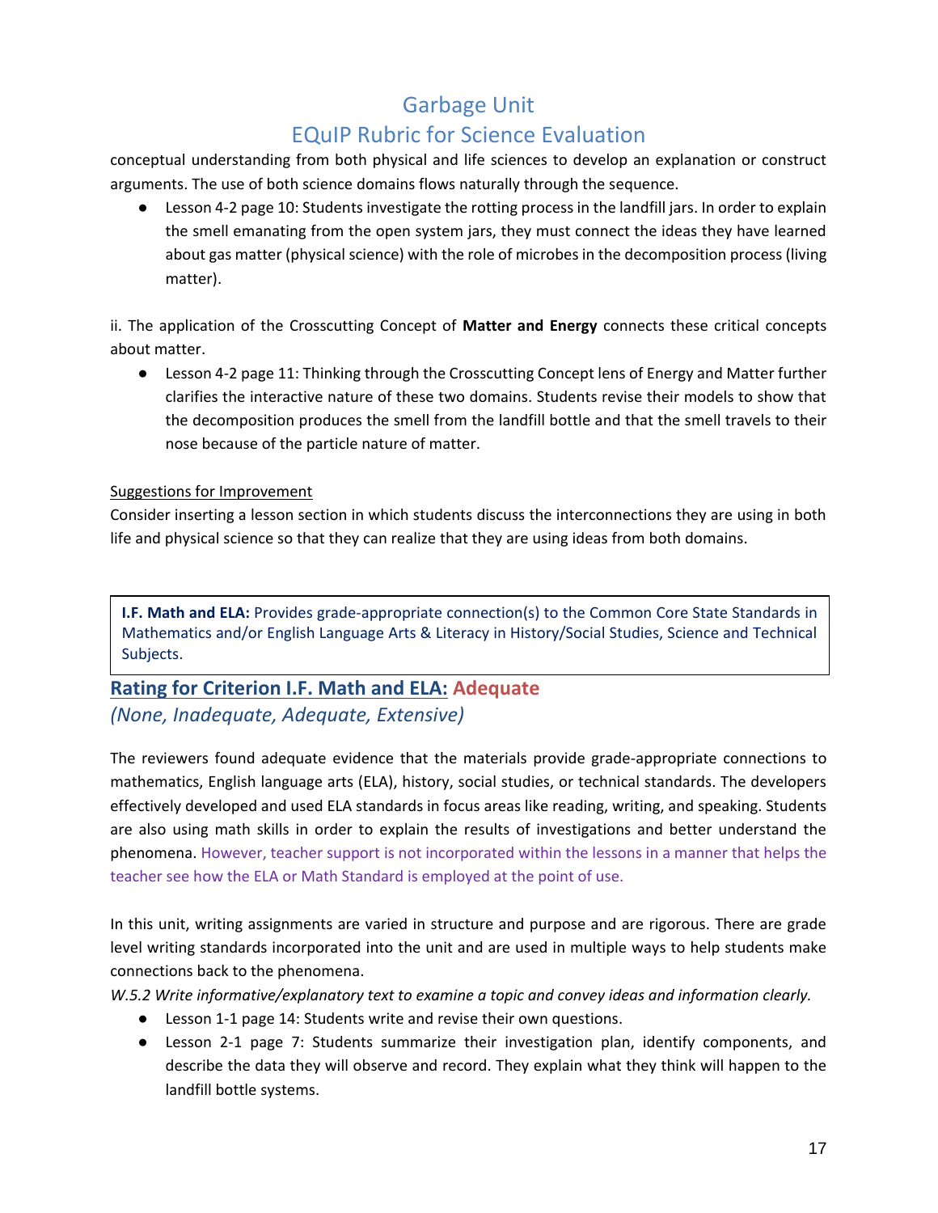conceptual understanding from both physical and life sciences to develop an explanation or construct arguments. The use of both science domains flows naturally through the sequence.

- Lesson 4-2 page 10: Students investigate the rotting process in the landfill jars. In order to explain the smell emanating from the open system jars, they must connect the ideas they have learned about gas matter (physical science) with the role of microbes in the decomposition process (living matter).

ii. The application of the Crosscutting Concept of **Matter and Energy** connects these critical concepts about matter.

- Lesson 4-2 page 11: Thinking through the Crosscutting Concept lens of Energy and Matter further clarifies the interactive nature of these two domains. Students revise their models to show that the decomposition produces the smell from the landfill bottle and that the smell travels to their nose because of the particle nature of matter.

Suggestions for Improvement

Consider inserting a lesson section in which students discuss the interconnections they are using in both life and physical science so that they can realize that they are using ideas from both domains.

> **I.F. Math and ELA:** Provides grade-appropriate connection(s) to the Common Core State Standards in Mathematics and/or English Language Arts & Literacy in History/Social Studies, Science and Technical Subjects.

## Rating for Criterion I.F. Math and ELA: Adequate

*(None, Inadequate, Adequate, Extensive)*

The reviewers found adequate evidence that the materials provide grade-appropriate connections to mathematics, English language arts (ELA), history, social studies, or technical standards. The developers effectively developed and used ELA standards in focus areas like reading, writing, and speaking. Students are also using math skills in order to explain the results of investigations and better understand the phenomena. However, teacher support is not incorporated within the lessons in a manner that helps the teacher see how the ELA or Math Standard is employed at the point of use.

In this unit, writing assignments are varied in structure and purpose and are rigorous. There are grade level writing standards incorporated into the unit and are used in multiple ways to help students make connections back to the phenomena.

*W.5.2 Write informative/explanatory text to examine a topic and convey ideas and information clearly.*

- Lesson 1-1 page 14: Students write and revise their own questions.
- Lesson 2-1 page 7: Students summarize their investigation plan, identify components, and describe the data they will observe and record. They explain what they think will happen to the landfill bottle systems.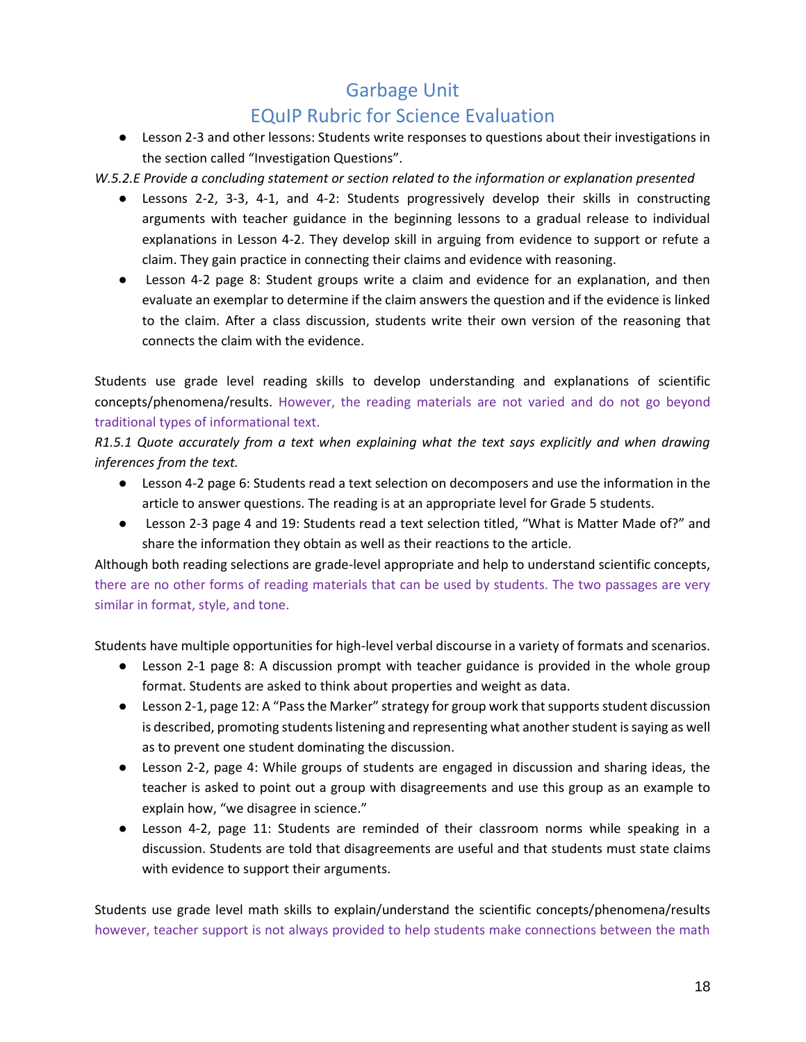- Lesson 2-3 and other lessons: Students write responses to questions about their investigations in the section called "Investigation Questions".

*W.5.2.E Provide a concluding statement or section related to the information or explanation presented*

- Lessons 2-2, 3-3, 4-1, and 4-2: Students progressively develop their skills in constructing arguments with teacher guidance in the beginning lessons to a gradual release to individual explanations in Lesson 4-2. They develop skill in arguing from evidence to support or refute a claim. They gain practice in connecting their claims and evidence with reasoning.
- Lesson 4-2 page 8: Student groups write a claim and evidence for an explanation, and then evaluate an exemplar to determine if the claim answers the question and if the evidence is linked to the claim. After a class discussion, students write their own version of the reasoning that connects the claim with the evidence.

Students use grade level reading skills to develop understanding and explanations of scientific concepts/phenomena/results. However, the reading materials are not varied and do not go beyond traditional types of informational text.

*R1.5.1 Quote accurately from a text when explaining what the text says explicitly and when drawing inferences from the text.*

- Lesson 4-2 page 6: Students read a text selection on decomposers and use the information in the article to answer questions. The reading is at an appropriate level for Grade 5 students.
- Lesson 2-3 page 4 and 19: Students read a text selection titled, "What is Matter Made of?" and share the information they obtain as well as their reactions to the article.

Although both reading selections are grade-level appropriate and help to understand scientific concepts, there are no other forms of reading materials that can be used by students. The two passages are very similar in format, style, and tone.

Students have multiple opportunities for high-level verbal discourse in a variety of formats and scenarios.

- Lesson 2-1 page 8: A discussion prompt with teacher guidance is provided in the whole group format. Students are asked to think about properties and weight as data.
- Lesson 2-1, page 12: A "Pass the Marker" strategy for group work that supports student discussion is described, promoting students listening and representing what another student is saying as well as to prevent one student dominating the discussion.
- Lesson 2-2, page 4: While groups of students are engaged in discussion and sharing ideas, the teacher is asked to point out a group with disagreements and use this group as an example to explain how, "we disagree in science."
- Lesson 4-2, page 11: Students are reminded of their classroom norms while speaking in a discussion. Students are told that disagreements are useful and that students must state claims with evidence to support their arguments.

Students use grade level math skills to explain/understand the scientific concepts/phenomena/results however, teacher support is not always provided to help students make connections between the math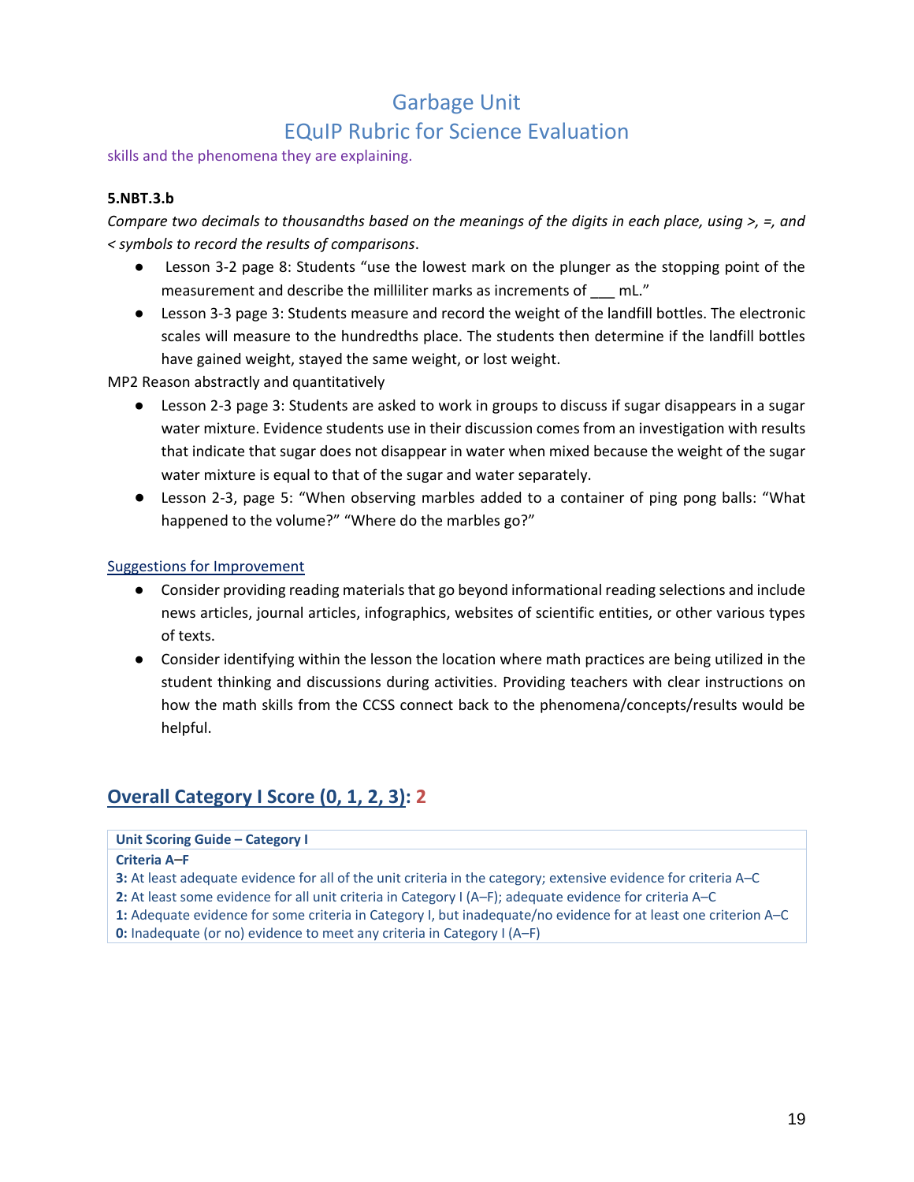skills and the phenomena they are explaining.

**5.NBT.3.b**

*Compare two decimals to thousandths based on the meanings of the digits in each place, using >, =, and < symbols to record the results of comparisons*.

- Lesson 3-2 page 8: Students "use the lowest mark on the plunger as the stopping point of the measurement and describe the milliliter marks as increments of ___ mL."
- Lesson 3-3 page 3: Students measure and record the weight of the landfill bottles. The electronic scales will measure to the hundredths place. The students then determine if the landfill bottles have gained weight, stayed the same weight, or lost weight.

MP2 Reason abstractly and quantitatively

- Lesson 2-3 page 3: Students are asked to work in groups to discuss if sugar disappears in a sugar water mixture. Evidence students use in their discussion comes from an investigation with results that indicate that sugar does not disappear in water when mixed because the weight of the sugar water mixture is equal to that of the sugar and water separately.
- Lesson 2-3, page 5: "When observing marbles added to a container of ping pong balls: "What happened to the volume?" "Where do the marbles go?"

Suggestions for Improvement

- Consider providing reading materials that go beyond informational reading selections and include news articles, journal articles, infographics, websites of scientific entities, or other various types of texts.
- Consider identifying within the lesson the location where math practices are being utilized in the student thinking and discussions during activities. Providing teachers with clear instructions on how the math skills from the CCSS connect back to the phenomena/concepts/results would be helpful.

## Overall Category I Score (0, 1, 2, 3): 2

| Unit Scoring Guide – Category I |
|---|
| **Criteria A–F** |
| **3:** At least adequate evidence for all of the unit criteria in the category; extensive evidence for criteria A–C |
| **2:** At least some evidence for all unit criteria in Category I (A–F); adequate evidence for criteria A–C |
| **1:** Adequate evidence for some criteria in Category I, but inadequate/no evidence for at least one criterion A–C |
| **0:** Inadequate (or no) evidence to meet any criteria in Category I (A–F) |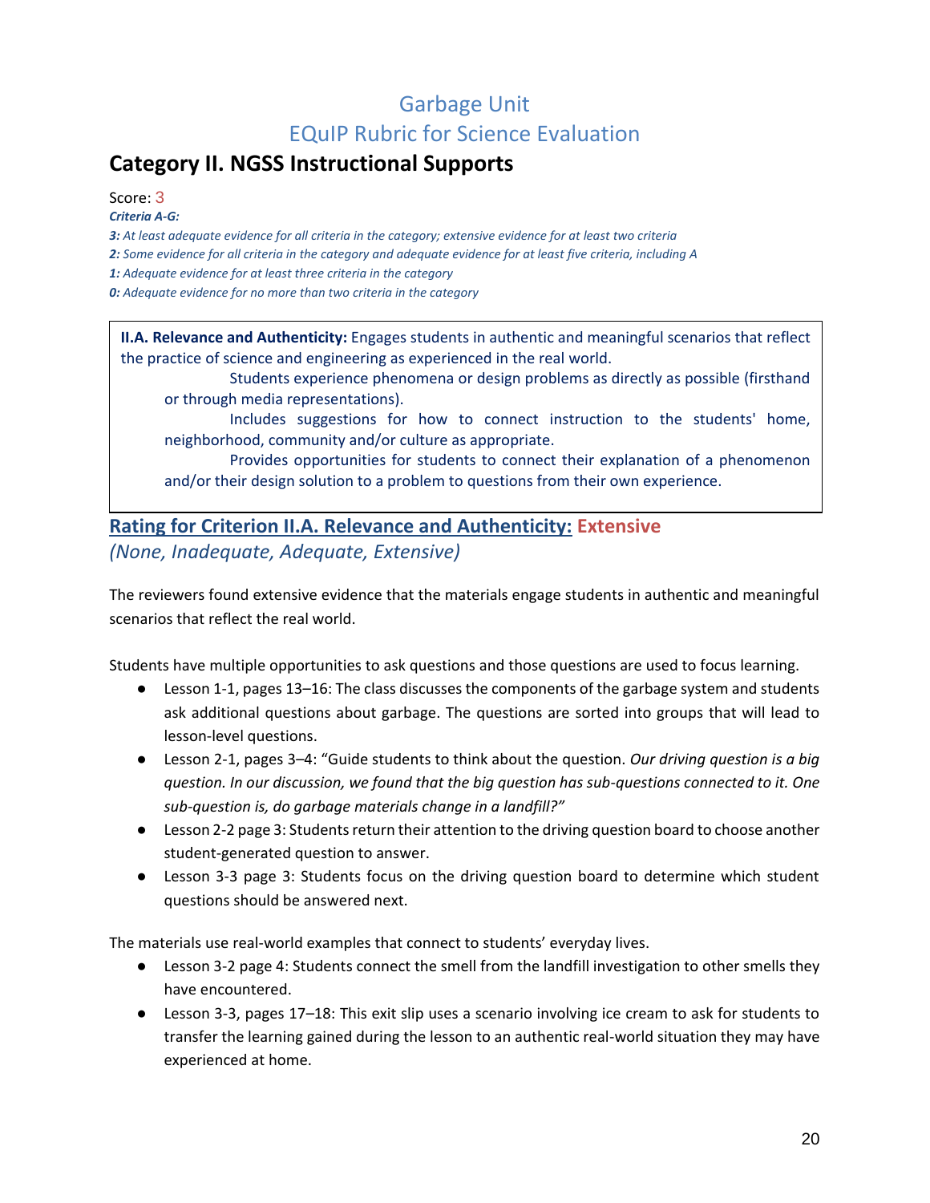# Garbage Unit
# EQuIP Rubric for Science Evaluation

## Category II. NGSS Instructional Supports

Score: 3

***Criteria A-G:***

***3:** At least adequate evidence for all criteria in the category; extensive evidence for at least two criteria*

***2:** Some evidence for all criteria in the category and adequate evidence for at least five criteria, including A*

***1:** Adequate evidence for at least three criteria in the category*

***0:** Adequate evidence for no more than two criteria in the category*

> **II.A. Relevance and Authenticity:** Engages students in authentic and meaningful scenarios that reflect the practice of science and engineering as experienced in the real world.
>
> - Students experience phenomena or design problems as directly as possible (firsthand or through media representations).
> - Includes suggestions for how to connect instruction to the students' home, neighborhood, community and/or culture as appropriate.
> - Provides opportunities for students to connect their explanation of a phenomenon and/or their design solution to a problem to questions from their own experience.

### Rating for Criterion II.A. Relevance and Authenticity: Extensive

*(None, Inadequate, Adequate, Extensive)*

The reviewers found extensive evidence that the materials engage students in authentic and meaningful scenarios that reflect the real world.

Students have multiple opportunities to ask questions and those questions are used to focus learning.

- Lesson 1-1, pages 13–16: The class discusses the components of the garbage system and students ask additional questions about garbage. The questions are sorted into groups that will lead to lesson-level questions.
- Lesson 2-1, pages 3–4: "Guide students to think about the question. *Our driving question is a big question. In our discussion, we found that the big question has sub-questions connected to it. One sub-question is, do garbage materials change in a landfill?"*
- Lesson 2-2 page 3: Students return their attention to the driving question board to choose another student-generated question to answer.
- Lesson 3-3 page 3: Students focus on the driving question board to determine which student questions should be answered next.

The materials use real-world examples that connect to students' everyday lives.

- Lesson 3-2 page 4: Students connect the smell from the landfill investigation to other smells they have encountered.
- Lesson 3-3, pages 17–18: This exit slip uses a scenario involving ice cream to ask for students to transfer the learning gained during the lesson to an authentic real-world situation they may have experienced at home.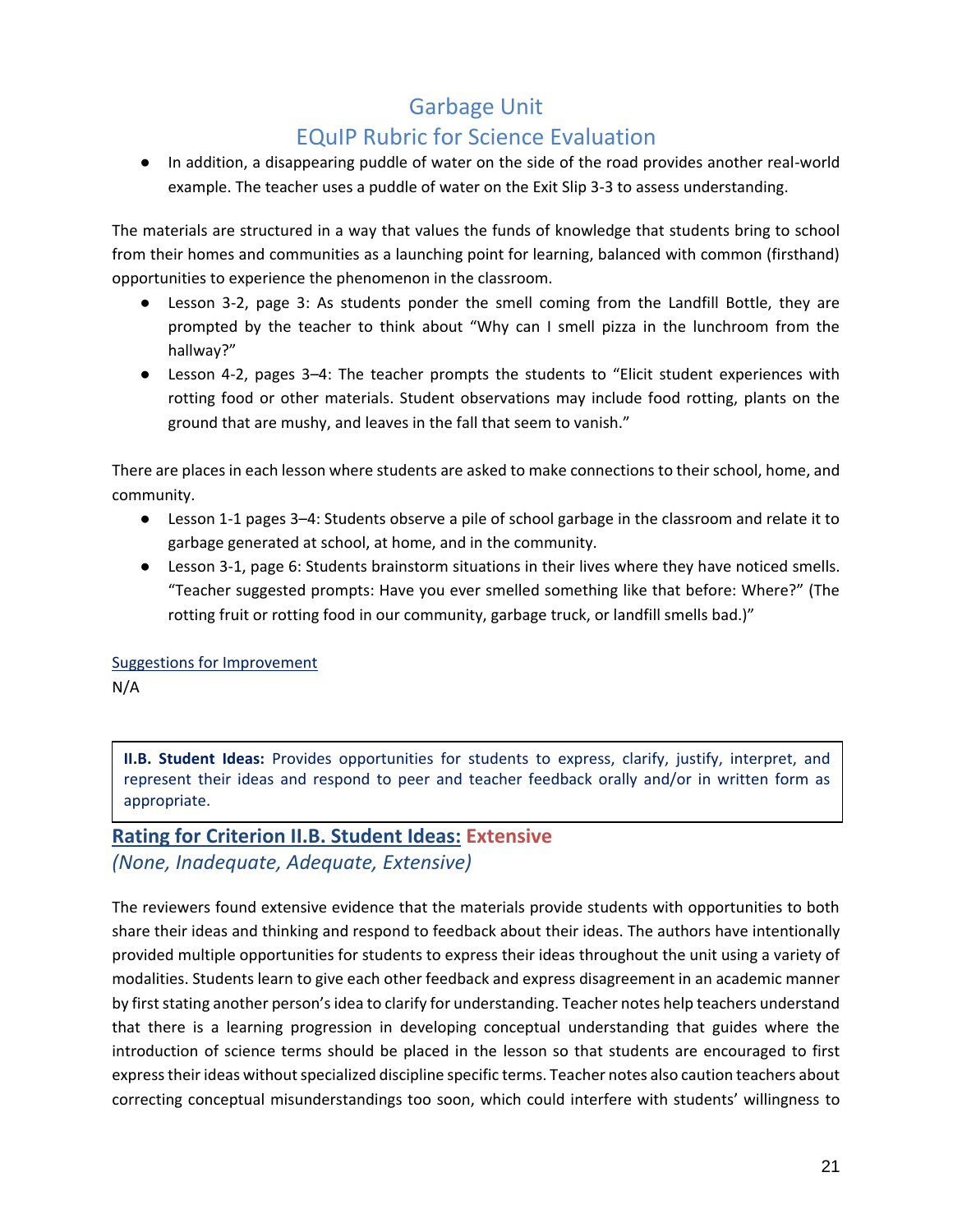- In addition, a disappearing puddle of water on the side of the road provides another real-world example. The teacher uses a puddle of water on the Exit Slip 3-3 to assess understanding.

The materials are structured in a way that values the funds of knowledge that students bring to school from their homes and communities as a launching point for learning, balanced with common (firsthand) opportunities to experience the phenomenon in the classroom.

- Lesson 3-2, page 3: As students ponder the smell coming from the Landfill Bottle, they are prompted by the teacher to think about “Why can I smell pizza in the lunchroom from the hallway?”
- Lesson 4-2, pages 3–4: The teacher prompts the students to “Elicit student experiences with rotting food or other materials. Student observations may include food rotting, plants on the ground that are mushy, and leaves in the fall that seem to vanish.”

There are places in each lesson where students are asked to make connections to their school, home, and community.

- Lesson 1-1 pages 3–4: Students observe a pile of school garbage in the classroom and relate it to garbage generated at school, at home, and in the community.
- Lesson 3-1, page 6: Students brainstorm situations in their lives where they have noticed smells. “Teacher suggested prompts: Have you ever smelled something like that before: Where?” (The rotting fruit or rotting food in our community, garbage truck, or landfill smells bad.)”

Suggestions for Improvement

N/A

**II.B. Student Ideas:** Provides opportunities for students to express, clarify, justify, interpret, and represent their ideas and respond to peer and teacher feedback orally and/or in written form as appropriate.

### Rating for Criterion II.B. Student Ideas: Extensive

*(None, Inadequate, Adequate, Extensive)*

The reviewers found extensive evidence that the materials provide students with opportunities to both share their ideas and thinking and respond to feedback about their ideas. The authors have intentionally provided multiple opportunities for students to express their ideas throughout the unit using a variety of modalities. Students learn to give each other feedback and express disagreement in an academic manner by first stating another person’s idea to clarify for understanding. Teacher notes help teachers understand that there is a learning progression in developing conceptual understanding that guides where the introduction of science terms should be placed in the lesson so that students are encouraged to first express their ideas without specialized discipline specific terms. Teacher notes also caution teachers about correcting conceptual misunderstandings too soon, which could interfere with students’ willingness to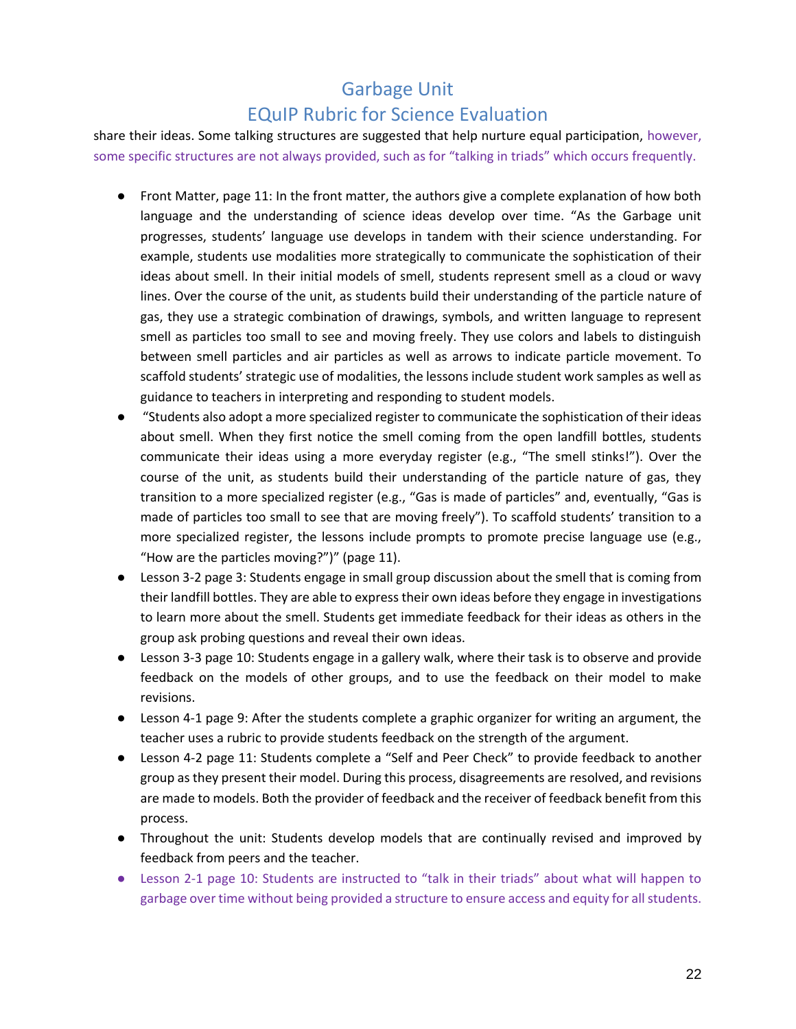share their ideas. Some talking structures are suggested that help nurture equal participation, however, some specific structures are not always provided, such as for "talking in triads" which occurs frequently.

- Front Matter, page 11: In the front matter, the authors give a complete explanation of how both language and the understanding of science ideas develop over time. "As the Garbage unit progresses, students' language use develops in tandem with their science understanding. For example, students use modalities more strategically to communicate the sophistication of their ideas about smell. In their initial models of smell, students represent smell as a cloud or wavy lines. Over the course of the unit, as students build their understanding of the particle nature of gas, they use a strategic combination of drawings, symbols, and written language to represent smell as particles too small to see and moving freely. They use colors and labels to distinguish between smell particles and air particles as well as arrows to indicate particle movement. To scaffold students' strategic use of modalities, the lessons include student work samples as well as guidance to teachers in interpreting and responding to student models.
- "Students also adopt a more specialized register to communicate the sophistication of their ideas about smell. When they first notice the smell coming from the open landfill bottles, students communicate their ideas using a more everyday register (e.g., "The smell stinks!"). Over the course of the unit, as students build their understanding of the particle nature of gas, they transition to a more specialized register (e.g., "Gas is made of particles" and, eventually, "Gas is made of particles too small to see that are moving freely"). To scaffold students' transition to a more specialized register, the lessons include prompts to promote precise language use (e.g., "How are the particles moving?")" (page 11).
- Lesson 3-2 page 3: Students engage in small group discussion about the smell that is coming from their landfill bottles. They are able to express their own ideas before they engage in investigations to learn more about the smell. Students get immediate feedback for their ideas as others in the group ask probing questions and reveal their own ideas.
- Lesson 3-3 page 10: Students engage in a gallery walk, where their task is to observe and provide feedback on the models of other groups, and to use the feedback on their model to make revisions.
- Lesson 4-1 page 9: After the students complete a graphic organizer for writing an argument, the teacher uses a rubric to provide students feedback on the strength of the argument.
- Lesson 4-2 page 11: Students complete a "Self and Peer Check" to provide feedback to another group as they present their model. During this process, disagreements are resolved, and revisions are made to models. Both the provider of feedback and the receiver of feedback benefit from this process.
- Throughout the unit: Students develop models that are continually revised and improved by feedback from peers and the teacher.
- Lesson 2-1 page 10: Students are instructed to "talk in their triads" about what will happen to garbage over time without being provided a structure to ensure access and equity for all students.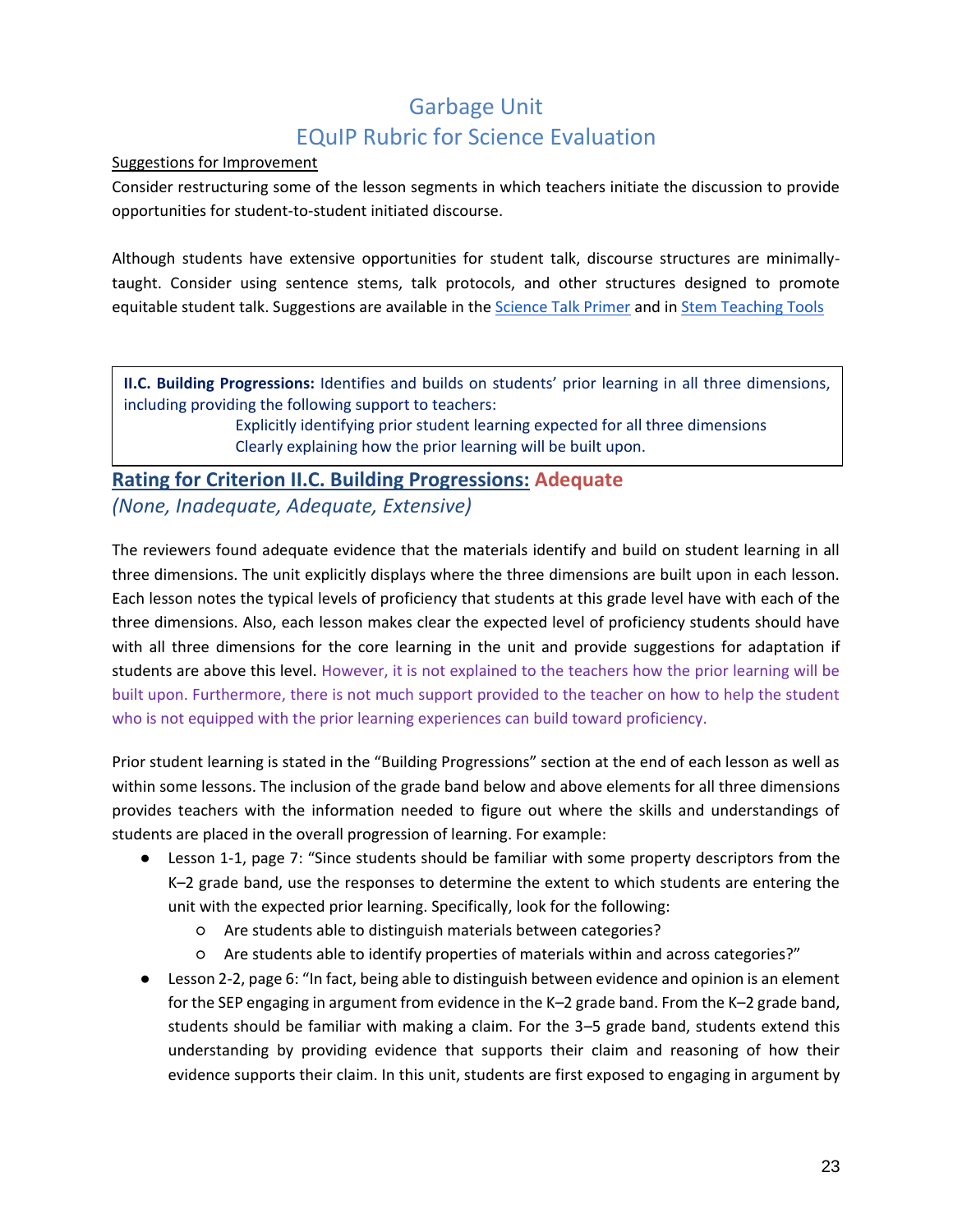# Garbage Unit

# EQuIP Rubric for Science Evaluation

Suggestions for Improvement

Consider restructuring some of the lesson segments in which teachers initiate the discussion to provide opportunities for student-to-student initiated discourse.

Although students have extensive opportunities for student talk, discourse structures are minimally-taught. Consider using sentence stems, talk protocols, and other structures designed to promote equitable student talk. Suggestions are available in the [Science Talk Primer]() and in [Stem Teaching Tools]()

> **II.C. Building Progressions:** Identifies and builds on students' prior learning in all three dimensions, including providing the following support to teachers:
>
> Explicitly identifying prior student learning expected for all three dimensions
>
> Clearly explaining how the prior learning will be built upon.

## Rating for Criterion II.C. Building Progressions: Adequate

*(None, Inadequate, Adequate, Extensive)*

The reviewers found adequate evidence that the materials identify and build on student learning in all three dimensions. The unit explicitly displays where the three dimensions are built upon in each lesson. Each lesson notes the typical levels of proficiency that students at this grade level have with each of the three dimensions. Also, each lesson makes clear the expected level of proficiency students should have with all three dimensions for the core learning in the unit and provide suggestions for adaptation if students are above this level. However, it is not explained to the teachers how the prior learning will be built upon. Furthermore, there is not much support provided to the teacher on how to help the student who is not equipped with the prior learning experiences can build toward proficiency.

Prior student learning is stated in the "Building Progressions" section at the end of each lesson as well as within some lessons. The inclusion of the grade band below and above elements for all three dimensions provides teachers with the information needed to figure out where the skills and understandings of students are placed in the overall progression of learning. For example:

- Lesson 1-1, page 7: "Since students should be familiar with some property descriptors from the K–2 grade band, use the responses to determine the extent to which students are entering the unit with the expected prior learning. Specifically, look for the following:
  - Are students able to distinguish materials between categories?
  - Are students able to identify properties of materials within and across categories?"
- Lesson 2-2, page 6: "In fact, being able to distinguish between evidence and opinion is an element for the SEP engaging in argument from evidence in the K–2 grade band. From the K–2 grade band, students should be familiar with making a claim. For the 3–5 grade band, students extend this understanding by providing evidence that supports their claim and reasoning of how their evidence supports their claim. In this unit, students are first exposed to engaging in argument by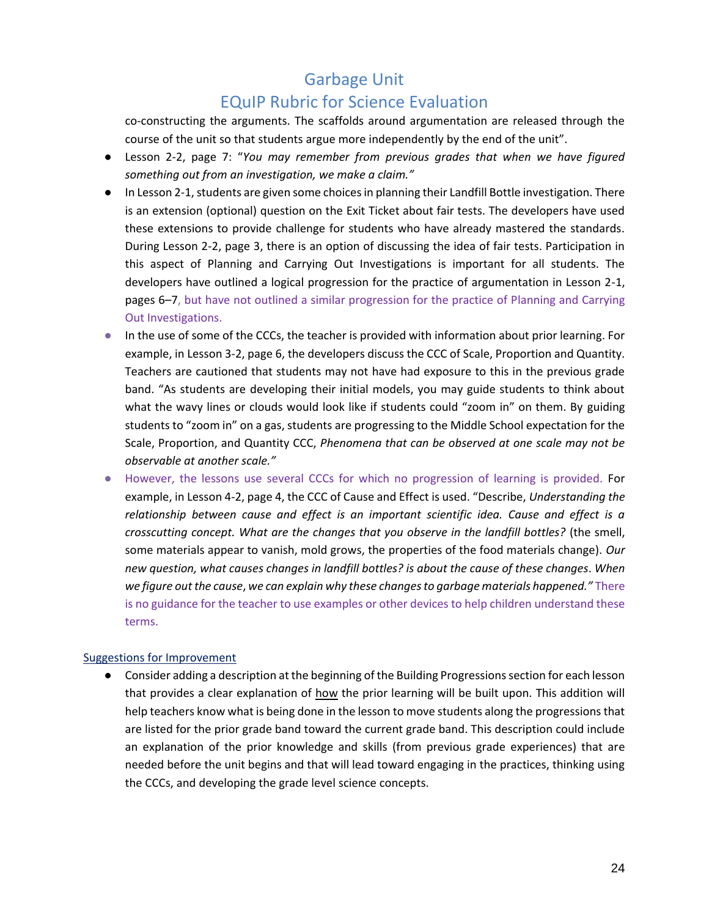co-constructing the arguments. The scaffolds around argumentation are released through the course of the unit so that students argue more independently by the end of the unit".

- Lesson 2-2, page 7: "*You may remember from previous grades that when we have figured something out from an investigation, we make a claim."*
- In Lesson 2-1, students are given some choices in planning their Landfill Bottle investigation. There is an extension (optional) question on the Exit Ticket about fair tests. The developers have used these extensions to provide challenge for students who have already mastered the standards. During Lesson 2-2, page 3, there is an option of discussing the idea of fair tests. Participation in this aspect of Planning and Carrying Out Investigations is important for all students. The developers have outlined a logical progression for the practice of argumentation in Lesson 2-1, pages 6–7, but have not outlined a similar progression for the practice of Planning and Carrying Out Investigations.
- In the use of some of the CCCs, the teacher is provided with information about prior learning. For example, in Lesson 3-2, page 6, the developers discuss the CCC of Scale, Proportion and Quantity. Teachers are cautioned that students may not have had exposure to this in the previous grade band. "As students are developing their initial models, you may guide students to think about what the wavy lines or clouds would look like if students could "zoom in" on them. By guiding students to "zoom in" on a gas, students are progressing to the Middle School expectation for the Scale, Proportion, and Quantity CCC, *Phenomena that can be observed at one scale may not be observable at another scale."*
- However, the lessons use several CCCs for which no progression of learning is provided. For example, in Lesson 4-2, page 4, the CCC of Cause and Effect is used. "Describe, *Understanding the relationship between cause and effect is an important scientific idea. Cause and effect is a crosscutting concept. What are the changes that you observe in the landfill bottles?* (the smell, some materials appear to vanish, mold grows, the properties of the food materials change). *Our new question, what causes changes in landfill bottles? is about the cause of these changes*. *When we figure out the cause*, *we can explain why these changes to garbage materials happened."* There is no guidance for the teacher to use examples or other devices to help children understand these terms.

Suggestions for Improvement

- Consider adding a description at the beginning of the Building Progressions section for each lesson that provides a clear explanation of how the prior learning will be built upon. This addition will help teachers know what is being done in the lesson to move students along the progressions that are listed for the prior grade band toward the current grade band. This description could include an explanation of the prior knowledge and skills (from previous grade experiences) that are needed before the unit begins and that will lead toward engaging in the practices, thinking using the CCCs, and developing the grade level science concepts.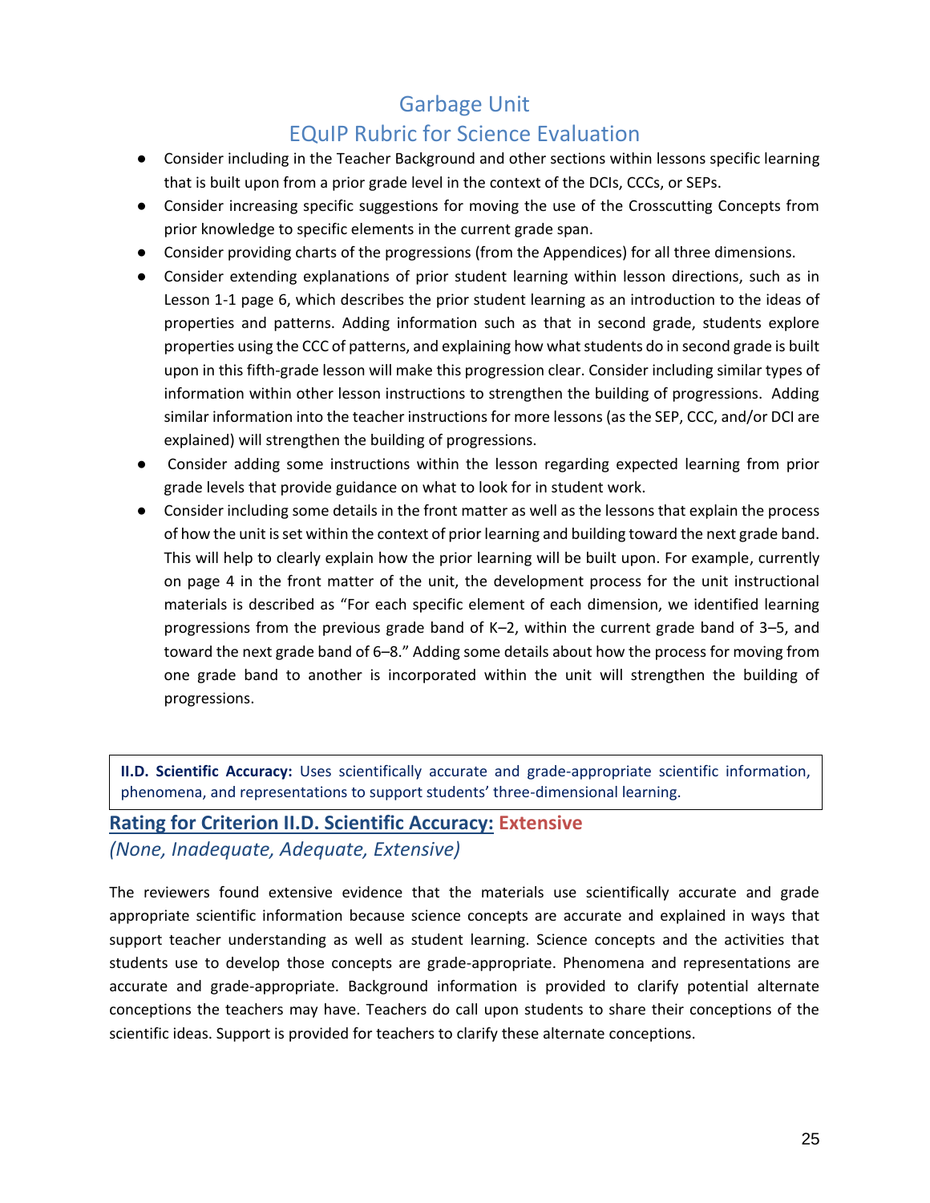- Consider including in the Teacher Background and other sections within lessons specific learning that is built upon from a prior grade level in the context of the DCIs, CCCs, or SEPs.
- Consider increasing specific suggestions for moving the use of the Crosscutting Concepts from prior knowledge to specific elements in the current grade span.
- Consider providing charts of the progressions (from the Appendices) for all three dimensions.
- Consider extending explanations of prior student learning within lesson directions, such as in Lesson 1-1 page 6, which describes the prior student learning as an introduction to the ideas of properties and patterns. Adding information such as that in second grade, students explore properties using the CCC of patterns, and explaining how what students do in second grade is built upon in this fifth-grade lesson will make this progression clear. Consider including similar types of information within other lesson instructions to strengthen the building of progressions. Adding similar information into the teacher instructions for more lessons (as the SEP, CCC, and/or DCI are explained) will strengthen the building of progressions.
- Consider adding some instructions within the lesson regarding expected learning from prior grade levels that provide guidance on what to look for in student work.
- Consider including some details in the front matter as well as the lessons that explain the process of how the unit is set within the context of prior learning and building toward the next grade band. This will help to clearly explain how the prior learning will be built upon. For example, currently on page 4 in the front matter of the unit, the development process for the unit instructional materials is described as "For each specific element of each dimension, we identified learning progressions from the previous grade band of K–2, within the current grade band of 3–5, and toward the next grade band of 6–8." Adding some details about how the process for moving from one grade band to another is incorporated within the unit will strengthen the building of progressions.

> **II.D. Scientific Accuracy:** Uses scientifically accurate and grade-appropriate scientific information, phenomena, and representations to support students' three-dimensional learning.

### Rating for Criterion II.D. Scientific Accuracy: Extensive

*(None, Inadequate, Adequate, Extensive)*

The reviewers found extensive evidence that the materials use scientifically accurate and grade appropriate scientific information because science concepts are accurate and explained in ways that support teacher understanding as well as student learning. Science concepts and the activities that students use to develop those concepts are grade-appropriate. Phenomena and representations are accurate and grade-appropriate. Background information is provided to clarify potential alternate conceptions the teachers may have. Teachers do call upon students to share their conceptions of the scientific ideas. Support is provided for teachers to clarify these alternate conceptions.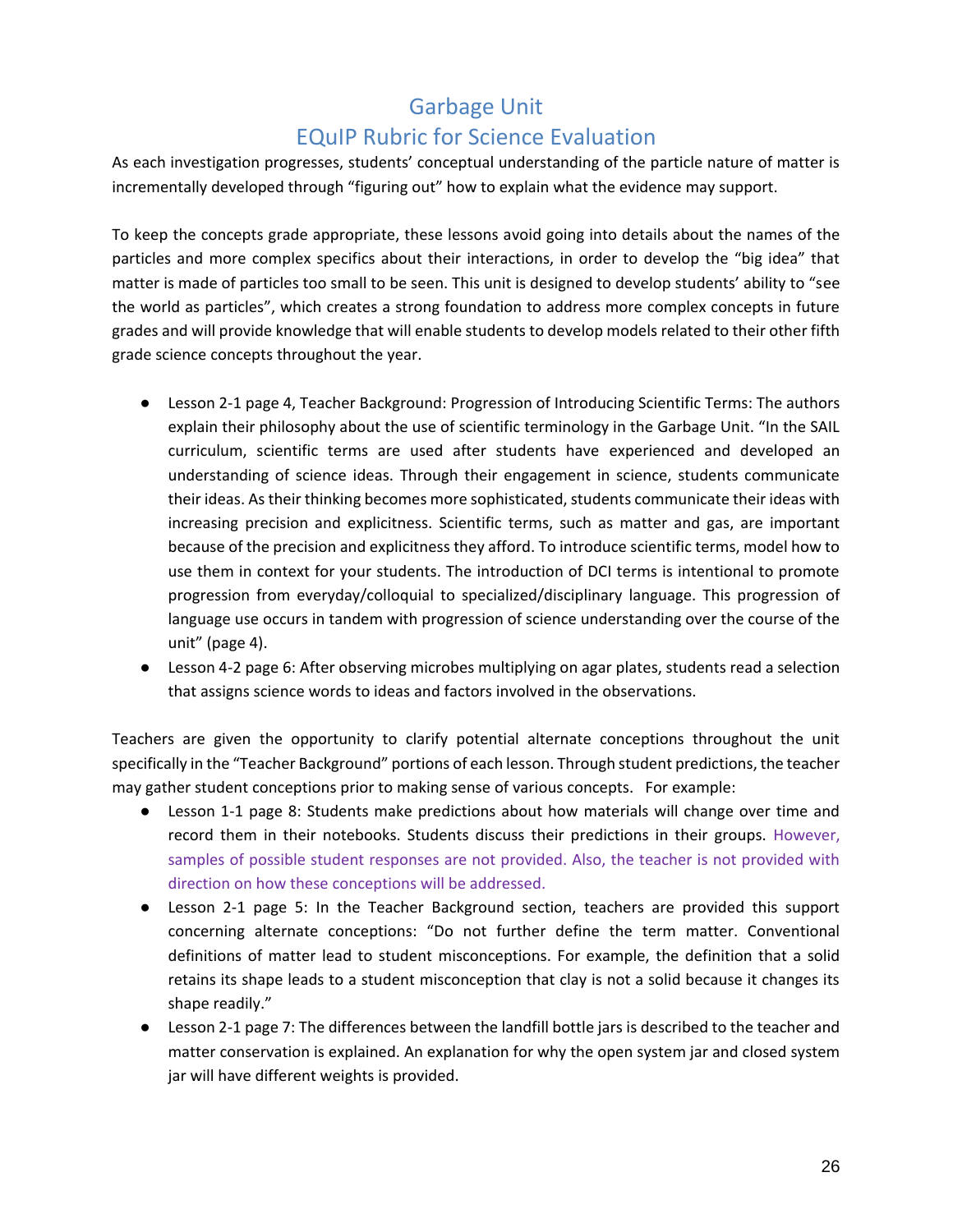# Garbage Unit

## EQuIP Rubric for Science Evaluation

As each investigation progresses, students' conceptual understanding of the particle nature of matter is incrementally developed through "figuring out" how to explain what the evidence may support.

To keep the concepts grade appropriate, these lessons avoid going into details about the names of the particles and more complex specifics about their interactions, in order to develop the "big idea" that matter is made of particles too small to be seen. This unit is designed to develop students' ability to "see the world as particles", which creates a strong foundation to address more complex concepts in future grades and will provide knowledge that will enable students to develop models related to their other fifth grade science concepts throughout the year.

- Lesson 2-1 page 4, Teacher Background: Progression of Introducing Scientific Terms: The authors explain their philosophy about the use of scientific terminology in the Garbage Unit. "In the SAIL curriculum, scientific terms are used after students have experienced and developed an understanding of science ideas. Through their engagement in science, students communicate their ideas. As their thinking becomes more sophisticated, students communicate their ideas with increasing precision and explicitness. Scientific terms, such as matter and gas, are important because of the precision and explicitness they afford. To introduce scientific terms, model how to use them in context for your students. The introduction of DCI terms is intentional to promote progression from everyday/colloquial to specialized/disciplinary language. This progression of language use occurs in tandem with progression of science understanding over the course of the unit" (page 4).
- Lesson 4-2 page 6: After observing microbes multiplying on agar plates, students read a selection that assigns science words to ideas and factors involved in the observations.

Teachers are given the opportunity to clarify potential alternate conceptions throughout the unit specifically in the "Teacher Background" portions of each lesson. Through student predictions, the teacher may gather student conceptions prior to making sense of various concepts. For example:

- Lesson 1-1 page 8: Students make predictions about how materials will change over time and record them in their notebooks. Students discuss their predictions in their groups. However, samples of possible student responses are not provided. Also, the teacher is not provided with direction on how these conceptions will be addressed.
- Lesson 2-1 page 5: In the Teacher Background section, teachers are provided this support concerning alternate conceptions: "Do not further define the term matter. Conventional definitions of matter lead to student misconceptions. For example, the definition that a solid retains its shape leads to a student misconception that clay is not a solid because it changes its shape readily."
- Lesson 2-1 page 7: The differences between the landfill bottle jars is described to the teacher and matter conservation is explained. An explanation for why the open system jar and closed system jar will have different weights is provided.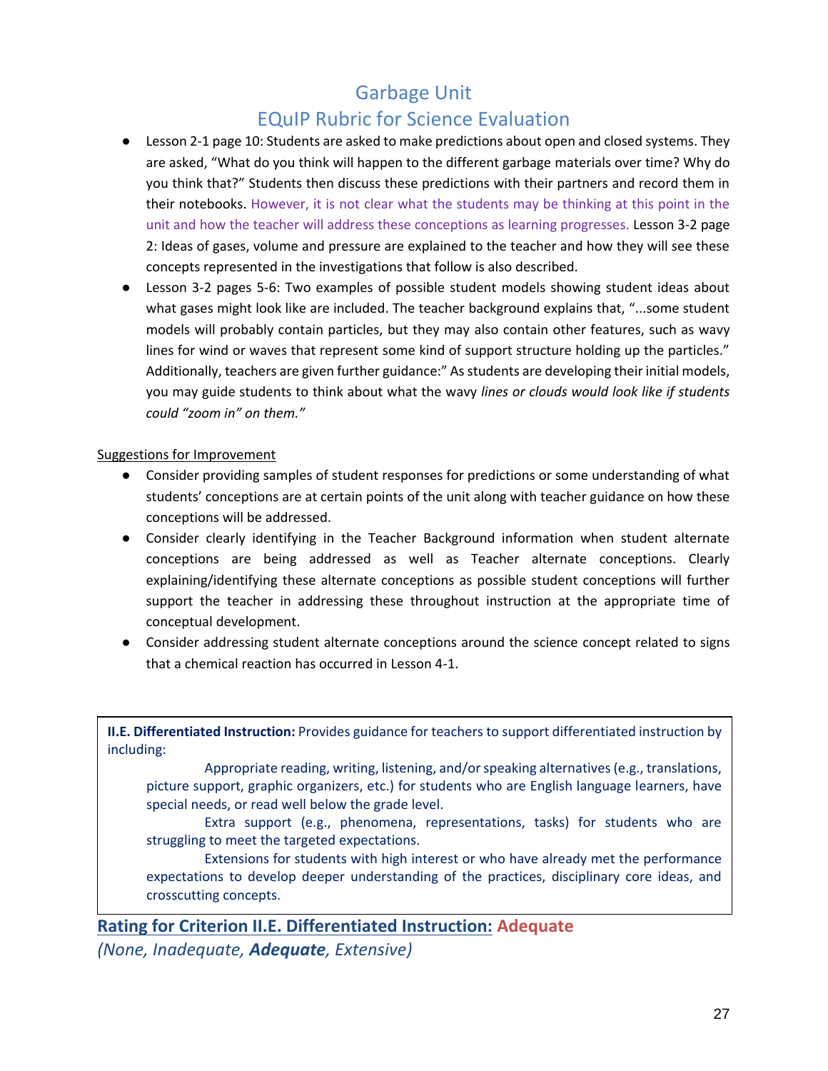- Lesson 2-1 page 10: Students are asked to make predictions about open and closed systems. They are asked, "What do you think will happen to the different garbage materials over time? Why do you think that?" Students then discuss these predictions with their partners and record them in their notebooks. However, it is not clear what the students may be thinking at this point in the unit and how the teacher will address these conceptions as learning progresses. Lesson 3-2 page 2: Ideas of gases, volume and pressure are explained to the teacher and how they will see these concepts represented in the investigations that follow is also described.
- Lesson 3-2 pages 5-6: Two examples of possible student models showing student ideas about what gases might look like are included. The teacher background explains that, "...some student models will probably contain particles, but they may also contain other features, such as wavy lines for wind or waves that represent some kind of support structure holding up the particles." Additionally, teachers are given further guidance:" As students are developing their initial models, you may guide students to think about what the wavy *lines or clouds would look like if students could "zoom in" on them."*

Suggestions for Improvement

- Consider providing samples of student responses for predictions or some understanding of what students' conceptions are at certain points of the unit along with teacher guidance on how these conceptions will be addressed.
- Consider clearly identifying in the Teacher Background information when student alternate conceptions are being addressed as well as Teacher alternate conceptions. Clearly explaining/identifying these alternate conceptions as possible student conceptions will further support the teacher in addressing these throughout instruction at the appropriate time of conceptual development.
- Consider addressing student alternate conceptions around the science concept related to signs that a chemical reaction has occurred in Lesson 4-1.

**II.E. Differentiated Instruction:** Provides guidance for teachers to support differentiated instruction by including:

Appropriate reading, writing, listening, and/or speaking alternatives (e.g., translations, picture support, graphic organizers, etc.) for students who are English language learners, have special needs, or read well below the grade level.

Extra support (e.g., phenomena, representations, tasks) for students who are struggling to meet the targeted expectations.

Extensions for students with high interest or who have already met the performance expectations to develop deeper understanding of the practices, disciplinary core ideas, and crosscutting concepts.

**Rating for Criterion II.E. Differentiated Instruction: Adequate**

*(None, Inadequate, **Adequate**, Extensive)*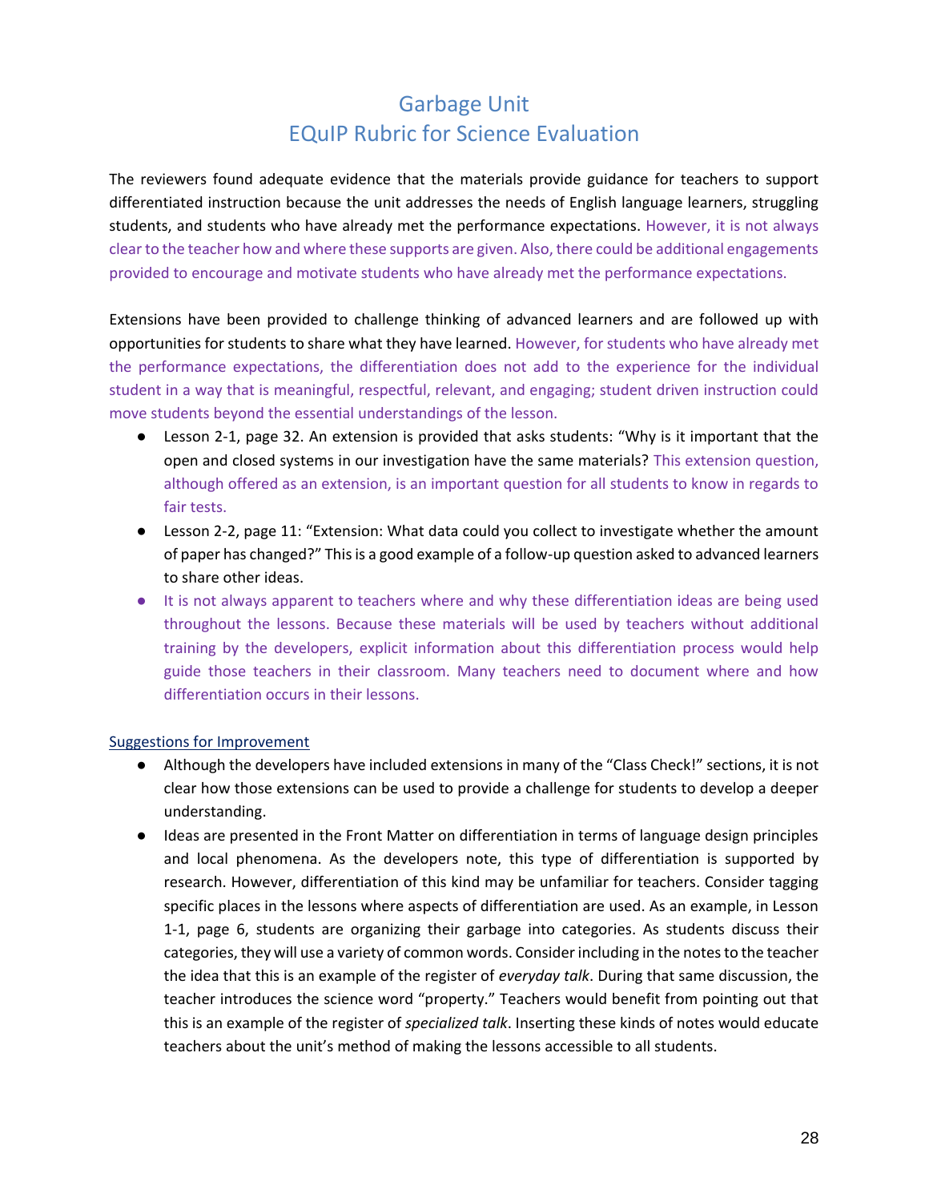# Garbage Unit
## EQuIP Rubric for Science Evaluation

The reviewers found adequate evidence that the materials provide guidance for teachers to support differentiated instruction because the unit addresses the needs of English language learners, struggling students, and students who have already met the performance expectations. However, it is not always clear to the teacher how and where these supports are given. Also, there could be additional engagements provided to encourage and motivate students who have already met the performance expectations.

Extensions have been provided to challenge thinking of advanced learners and are followed up with opportunities for students to share what they have learned. However, for students who have already met the performance expectations, the differentiation does not add to the experience for the individual student in a way that is meaningful, respectful, relevant, and engaging; student driven instruction could move students beyond the essential understandings of the lesson.

- Lesson 2-1, page 32. An extension is provided that asks students: "Why is it important that the open and closed systems in our investigation have the same materials? This extension question, although offered as an extension, is an important question for all students to know in regards to fair tests.
- Lesson 2-2, page 11: "Extension: What data could you collect to investigate whether the amount of paper has changed?" This is a good example of a follow-up question asked to advanced learners to share other ideas.
- It is not always apparent to teachers where and why these differentiation ideas are being used throughout the lessons. Because these materials will be used by teachers without additional training by the developers, explicit information about this differentiation process would help guide those teachers in their classroom. Many teachers need to document where and how differentiation occurs in their lessons.

Suggestions for Improvement

- Although the developers have included extensions in many of the "Class Check!" sections, it is not clear how those extensions can be used to provide a challenge for students to develop a deeper understanding.
- Ideas are presented in the Front Matter on differentiation in terms of language design principles and local phenomena. As the developers note, this type of differentiation is supported by research. However, differentiation of this kind may be unfamiliar for teachers. Consider tagging specific places in the lessons where aspects of differentiation are used. As an example, in Lesson 1-1, page 6, students are organizing their garbage into categories. As students discuss their categories, they will use a variety of common words. Consider including in the notes to the teacher the idea that this is an example of the register of *everyday talk*. During that same discussion, the teacher introduces the science word "property." Teachers would benefit from pointing out that this is an example of the register of *specialized talk*. Inserting these kinds of notes would educate teachers about the unit's method of making the lessons accessible to all students.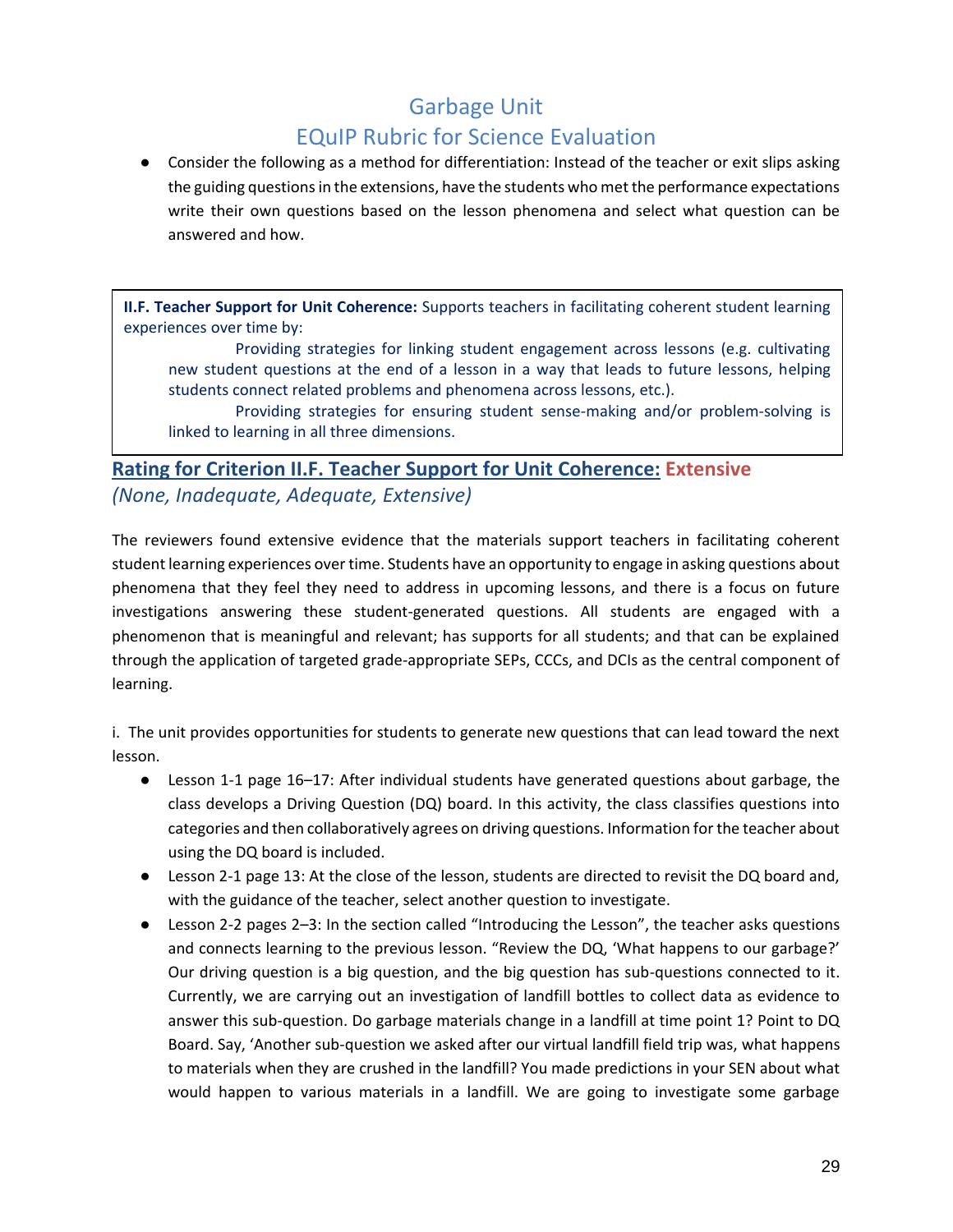- Consider the following as a method for differentiation: Instead of the teacher or exit slips asking the guiding questions in the extensions, have the students who met the performance expectations write their own questions based on the lesson phenomena and select what question can be answered and how.

> **II.F. Teacher Support for Unit Coherence:** Supports teachers in facilitating coherent student learning experiences over time by:
>
> Providing strategies for linking student engagement across lessons (e.g. cultivating new student questions at the end of a lesson in a way that leads to future lessons, helping students connect related problems and phenomena across lessons, etc.).
>
> Providing strategies for ensuring student sense-making and/or problem-solving is linked to learning in all three dimensions.

## Rating for Criterion II.F. Teacher Support for Unit Coherence: Extensive

*(None, Inadequate, Adequate, Extensive)*

The reviewers found extensive evidence that the materials support teachers in facilitating coherent student learning experiences over time. Students have an opportunity to engage in asking questions about phenomena that they feel they need to address in upcoming lessons, and there is a focus on future investigations answering these student-generated questions. All students are engaged with a phenomenon that is meaningful and relevant; has supports for all students; and that can be explained through the application of targeted grade-appropriate SEPs, CCCs, and DCIs as the central component of learning.

i. The unit provides opportunities for students to generate new questions that can lead toward the next lesson.

- Lesson 1-1 page 16–17: After individual students have generated questions about garbage, the class develops a Driving Question (DQ) board. In this activity, the class classifies questions into categories and then collaboratively agrees on driving questions. Information for the teacher about using the DQ board is included.
- Lesson 2-1 page 13: At the close of the lesson, students are directed to revisit the DQ board and, with the guidance of the teacher, select another question to investigate.
- Lesson 2-2 pages 2–3: In the section called "Introducing the Lesson", the teacher asks questions and connects learning to the previous lesson. "Review the DQ, 'What happens to our garbage?' Our driving question is a big question, and the big question has sub-questions connected to it. Currently, we are carrying out an investigation of landfill bottles to collect data as evidence to answer this sub-question. Do garbage materials change in a landfill at time point 1? Point to DQ Board. Say, 'Another sub-question we asked after our virtual landfill field trip was, what happens to materials when they are crushed in the landfill? You made predictions in your SEN about what would happen to various materials in a landfill. We are going to investigate some garbage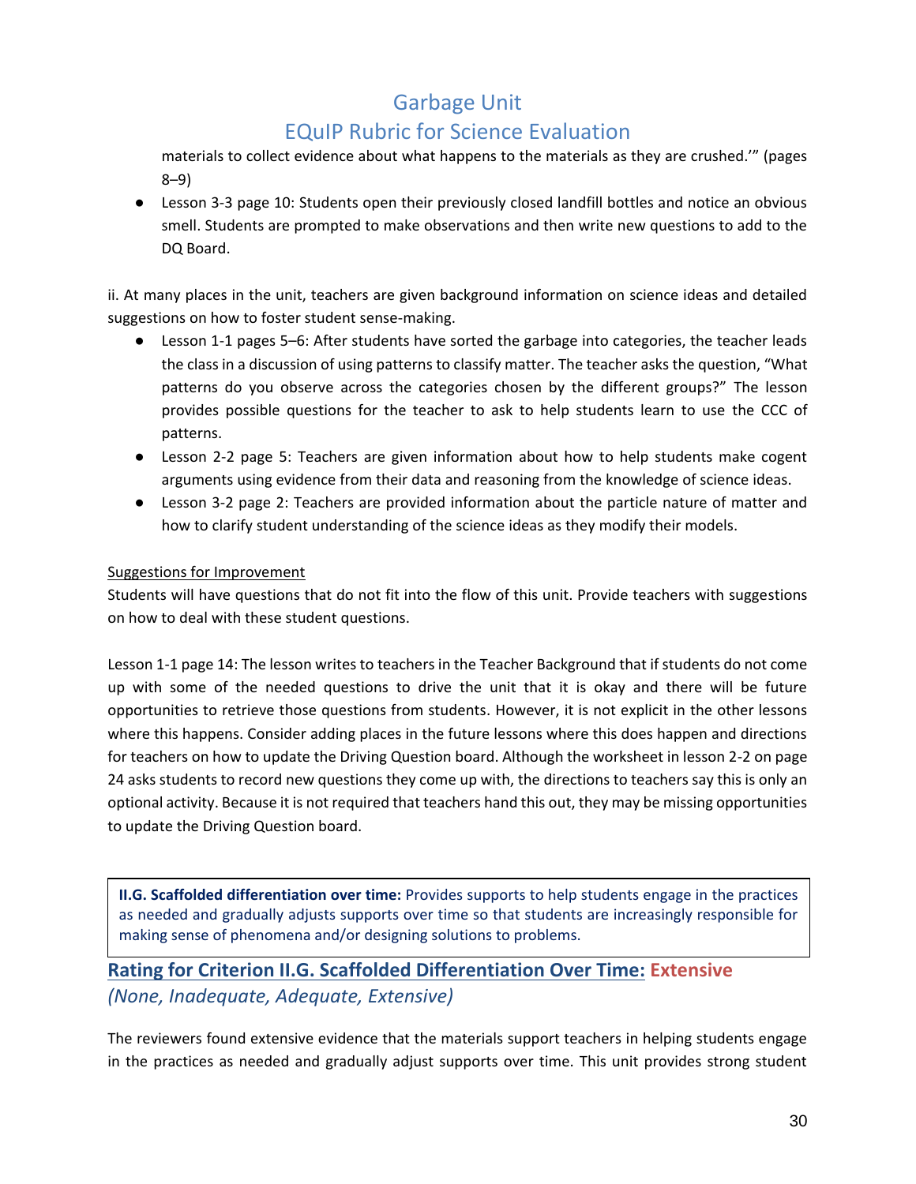materials to collect evidence about what happens to the materials as they are crushed.'" (pages 8–9)

- Lesson 3-3 page 10: Students open their previously closed landfill bottles and notice an obvious smell. Students are prompted to make observations and then write new questions to add to the DQ Board.

ii. At many places in the unit, teachers are given background information on science ideas and detailed suggestions on how to foster student sense-making.

- Lesson 1-1 pages 5–6: After students have sorted the garbage into categories, the teacher leads the class in a discussion of using patterns to classify matter. The teacher asks the question, "What patterns do you observe across the categories chosen by the different groups?" The lesson provides possible questions for the teacher to ask to help students learn to use the CCC of patterns.
- Lesson 2-2 page 5: Teachers are given information about how to help students make cogent arguments using evidence from their data and reasoning from the knowledge of science ideas.
- Lesson 3-2 page 2: Teachers are provided information about the particle nature of matter and how to clarify student understanding of the science ideas as they modify their models.

<u>Suggestions for Improvement</u>

Students will have questions that do not fit into the flow of this unit. Provide teachers with suggestions on how to deal with these student questions.

Lesson 1-1 page 14: The lesson writes to teachers in the Teacher Background that if students do not come up with some of the needed questions to drive the unit that it is okay and there will be future opportunities to retrieve those questions from students. However, it is not explicit in the other lessons where this happens. Consider adding places in the future lessons where this does happen and directions for teachers on how to update the Driving Question board. Although the worksheet in lesson 2-2 on page 24 asks students to record new questions they come up with, the directions to teachers say this is only an optional activity. Because it is not required that teachers hand this out, they may be missing opportunities to update the Driving Question board.

> **II.G. Scaffolded differentiation over time:** Provides supports to help students engage in the practices as needed and gradually adjusts supports over time so that students are increasingly responsible for making sense of phenomena and/or designing solutions to problems.

## Rating for Criterion II.G. Scaffolded Differentiation Over Time: Extensive

*(None, Inadequate, Adequate, Extensive)*

The reviewers found extensive evidence that the materials support teachers in helping students engage in the practices as needed and gradually adjust supports over time. This unit provides strong student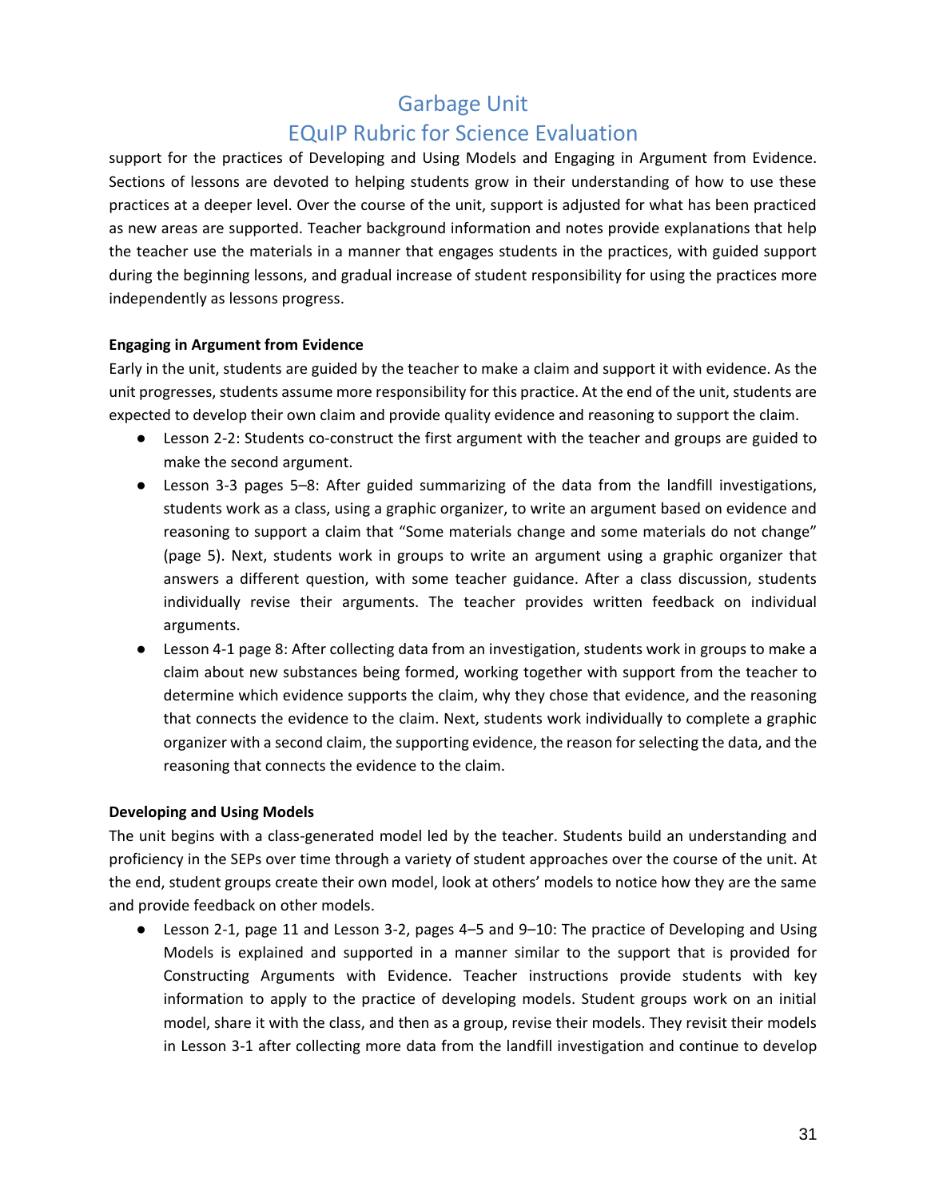support for the practices of Developing and Using Models and Engaging in Argument from Evidence. Sections of lessons are devoted to helping students grow in their understanding of how to use these practices at a deeper level. Over the course of the unit, support is adjusted for what has been practiced as new areas are supported. Teacher background information and notes provide explanations that help the teacher use the materials in a manner that engages students in the practices, with guided support during the beginning lessons, and gradual increase of student responsibility for using the practices more independently as lessons progress.

**Engaging in Argument from Evidence**

Early in the unit, students are guided by the teacher to make a claim and support it with evidence. As the unit progresses, students assume more responsibility for this practice. At the end of the unit, students are expected to develop their own claim and provide quality evidence and reasoning to support the claim.

- Lesson 2-2: Students co-construct the first argument with the teacher and groups are guided to make the second argument.
- Lesson 3-3 pages 5–8: After guided summarizing of the data from the landfill investigations, students work as a class, using a graphic organizer, to write an argument based on evidence and reasoning to support a claim that "Some materials change and some materials do not change" (page 5). Next, students work in groups to write an argument using a graphic organizer that answers a different question, with some teacher guidance. After a class discussion, students individually revise their arguments. The teacher provides written feedback on individual arguments.
- Lesson 4-1 page 8: After collecting data from an investigation, students work in groups to make a claim about new substances being formed, working together with support from the teacher to determine which evidence supports the claim, why they chose that evidence, and the reasoning that connects the evidence to the claim. Next, students work individually to complete a graphic organizer with a second claim, the supporting evidence, the reason for selecting the data, and the reasoning that connects the evidence to the claim.

**Developing and Using Models**

The unit begins with a class-generated model led by the teacher. Students build an understanding and proficiency in the SEPs over time through a variety of student approaches over the course of the unit. At the end, student groups create their own model, look at others' models to notice how they are the same and provide feedback on other models.

- Lesson 2-1, page 11 and Lesson 3-2, pages 4–5 and 9–10: The practice of Developing and Using Models is explained and supported in a manner similar to the support that is provided for Constructing Arguments with Evidence. Teacher instructions provide students with key information to apply to the practice of developing models. Student groups work on an initial model, share it with the class, and then as a group, revise their models. They revisit their models in Lesson 3-1 after collecting more data from the landfill investigation and continue to develop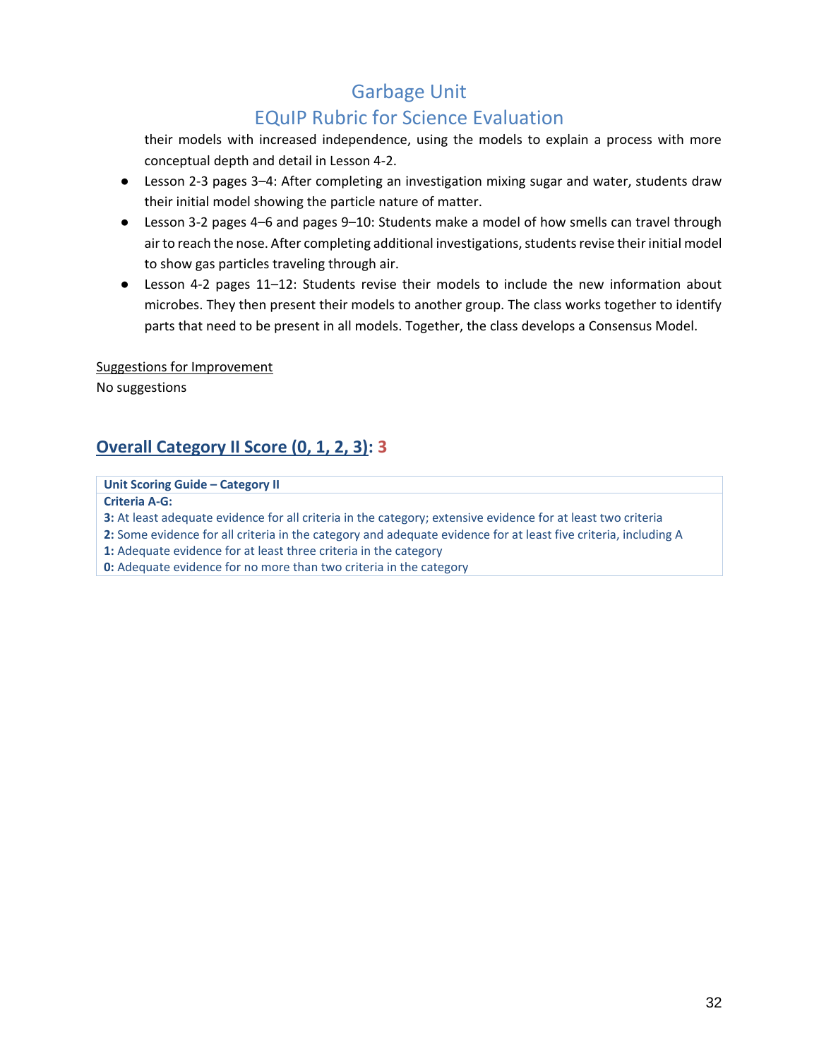their models with increased independence, using the models to explain a process with more conceptual depth and detail in Lesson 4-2.

- Lesson 2-3 pages 3–4: After completing an investigation mixing sugar and water, students draw their initial model showing the particle nature of matter.
- Lesson 3-2 pages 4–6 and pages 9–10: Students make a model of how smells can travel through air to reach the nose. After completing additional investigations, students revise their initial model to show gas particles traveling through air.
- Lesson 4-2 pages 11–12: Students revise their models to include the new information about microbes. They then present their models to another group. The class works together to identify parts that need to be present in all models. Together, the class develops a Consensus Model.

Suggestions for Improvement

No suggestions

## Overall Category II Score (0, 1, 2, 3): 3

| Unit Scoring Guide – Category II |
|---|
| **Criteria A-G:** |
| **3:** At least adequate evidence for all criteria in the category; extensive evidence for at least two criteria |
| **2:** Some evidence for all criteria in the category and adequate evidence for at least five criteria, including A |
| **1:** Adequate evidence for at least three criteria in the category |
| **0:** Adequate evidence for no more than two criteria in the category |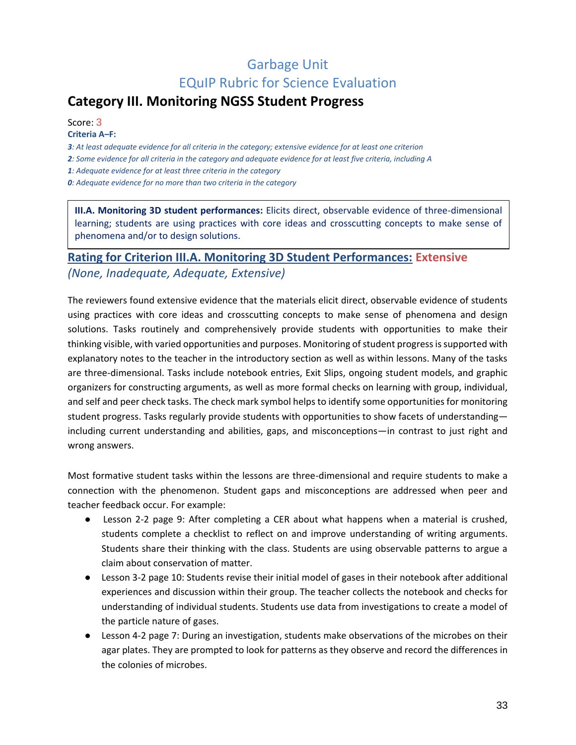# Garbage Unit

# EQuIP Rubric for Science Evaluation

## Category III. Monitoring NGSS Student Progress

Score: 3

**Criteria A–F:**

***3**: At least adequate evidence for all criteria in the category; extensive evidence for at least one criterion*

***2**: Some evidence for all criteria in the category and adequate evidence for at least five criteria, including A*

***1**: Adequate evidence for at least three criteria in the category*

***0**: Adequate evidence for no more than two criteria in the category*

> **III.A. Monitoring 3D student performances:** Elicits direct, observable evidence of three-dimensional learning; students are using practices with core ideas and crosscutting concepts to make sense of phenomena and/or to design solutions.

### Rating for Criterion III.A. Monitoring 3D Student Performances: Extensive

*(None, Inadequate, Adequate, Extensive)*

The reviewers found extensive evidence that the materials elicit direct, observable evidence of students using practices with core ideas and crosscutting concepts to make sense of phenomena and design solutions. Tasks routinely and comprehensively provide students with opportunities to make their thinking visible, with varied opportunities and purposes. Monitoring of student progress is supported with explanatory notes to the teacher in the introductory section as well as within lessons. Many of the tasks are three-dimensional. Tasks include notebook entries, Exit Slips, ongoing student models, and graphic organizers for constructing arguments, as well as more formal checks on learning with group, individual, and self and peer check tasks. The check mark symbol helps to identify some opportunities for monitoring student progress. Tasks regularly provide students with opportunities to show facets of understanding—including current understanding and abilities, gaps, and misconceptions—in contrast to just right and wrong answers.

Most formative student tasks within the lessons are three-dimensional and require students to make a connection with the phenomenon. Student gaps and misconceptions are addressed when peer and teacher feedback occur. For example:

- Lesson 2-2 page 9: After completing a CER about what happens when a material is crushed, students complete a checklist to reflect on and improve understanding of writing arguments. Students share their thinking with the class. Students are using observable patterns to argue a claim about conservation of matter.
- Lesson 3-2 page 10: Students revise their initial model of gases in their notebook after additional experiences and discussion within their group. The teacher collects the notebook and checks for understanding of individual students. Students use data from investigations to create a model of the particle nature of gases.
- Lesson 4-2 page 7: During an investigation, students make observations of the microbes on their agar plates. They are prompted to look for patterns as they observe and record the differences in the colonies of microbes.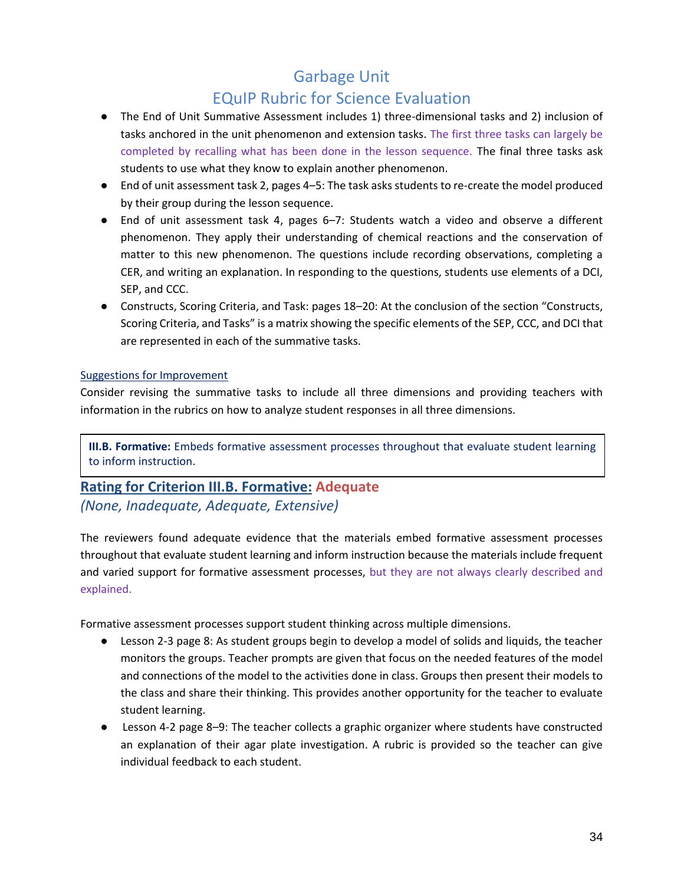# Garbage Unit

# EQuIP Rubric for Science Evaluation

- The End of Unit Summative Assessment includes 1) three-dimensional tasks and 2) inclusion of tasks anchored in the unit phenomenon and extension tasks. The first three tasks can largely be completed by recalling what has been done in the lesson sequence. The final three tasks ask students to use what they know to explain another phenomenon.
- End of unit assessment task 2, pages 4–5: The task asks students to re-create the model produced by their group during the lesson sequence.
- End of unit assessment task 4, pages 6–7: Students watch a video and observe a different phenomenon. They apply their understanding of chemical reactions and the conservation of matter to this new phenomenon. The questions include recording observations, completing a CER, and writing an explanation. In responding to the questions, students use elements of a DCI, SEP, and CCC.
- Constructs, Scoring Criteria, and Task: pages 18–20: At the conclusion of the section "Constructs, Scoring Criteria, and Tasks" is a matrix showing the specific elements of the SEP, CCC, and DCI that are represented in each of the summative tasks.

Suggestions for Improvement

Consider revising the summative tasks to include all three dimensions and providing teachers with information in the rubrics on how to analyze student responses in all three dimensions.

**III.B. Formative:** Embeds formative assessment processes throughout that evaluate student learning to inform instruction.

## Rating for Criterion III.B. Formative: Adequate

*(None, Inadequate, Adequate, Extensive)*

The reviewers found adequate evidence that the materials embed formative assessment processes throughout that evaluate student learning and inform instruction because the materials include frequent and varied support for formative assessment processes, but they are not always clearly described and explained.

Formative assessment processes support student thinking across multiple dimensions.

- Lesson 2-3 page 8: As student groups begin to develop a model of solids and liquids, the teacher monitors the groups. Teacher prompts are given that focus on the needed features of the model and connections of the model to the activities done in class. Groups then present their models to the class and share their thinking. This provides another opportunity for the teacher to evaluate student learning.
- Lesson 4-2 page 8–9: The teacher collects a graphic organizer where students have constructed an explanation of their agar plate investigation. A rubric is provided so the teacher can give individual feedback to each student.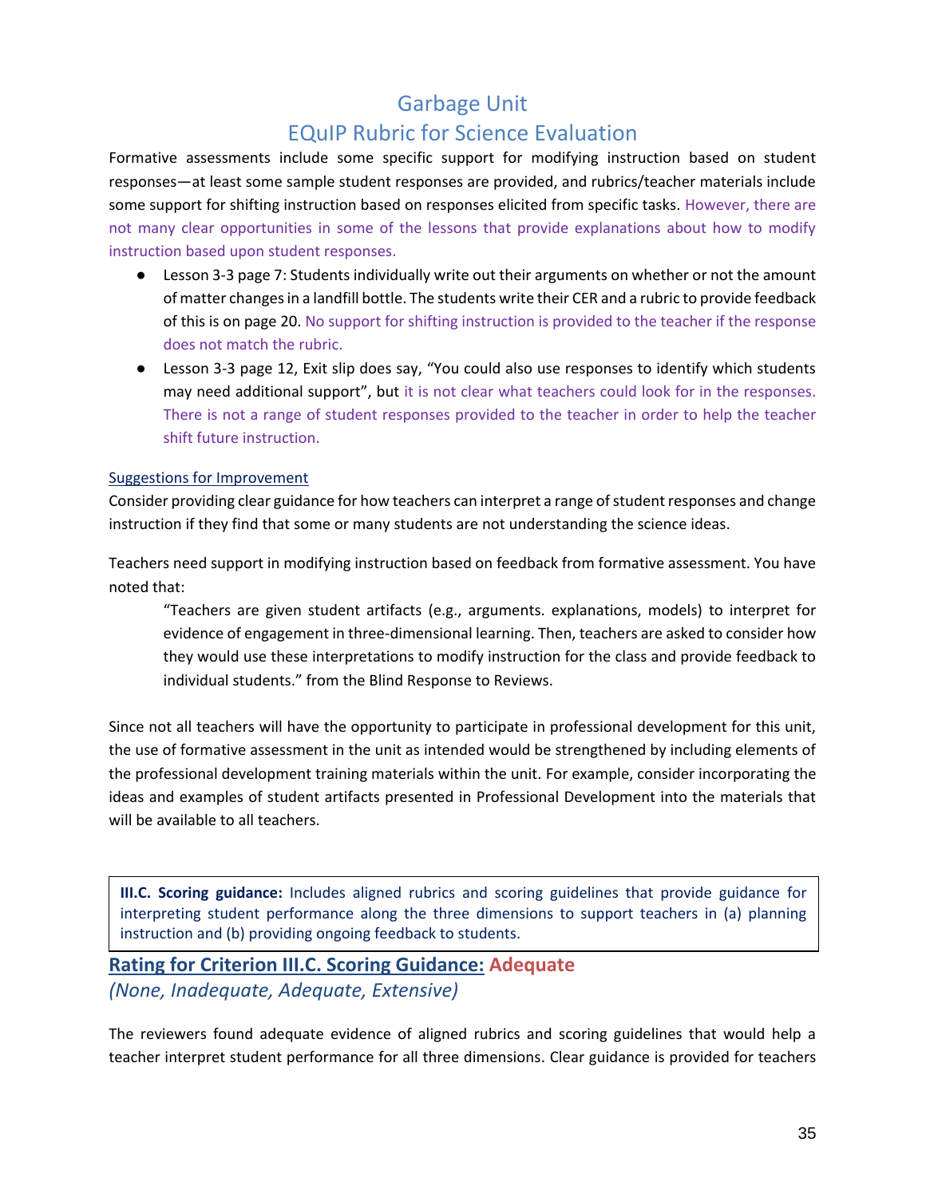# Garbage Unit
## EQuIP Rubric for Science Evaluation

Formative assessments include some specific support for modifying instruction based on student responses—at least some sample student responses are provided, and rubrics/teacher materials include some support for shifting instruction based on responses elicited from specific tasks. However, there are not many clear opportunities in some of the lessons that provide explanations about how to modify instruction based upon student responses.

- Lesson 3-3 page 7: Students individually write out their arguments on whether or not the amount of matter changes in a landfill bottle. The students write their CER and a rubric to provide feedback of this is on page 20. No support for shifting instruction is provided to the teacher if the response does not match the rubric.
- Lesson 3-3 page 12, Exit slip does say, "You could also use responses to identify which students may need additional support", but it is not clear what teachers could look for in the responses. There is not a range of student responses provided to the teacher in order to help the teacher shift future instruction.

Suggestions for Improvement

Consider providing clear guidance for how teachers can interpret a range of student responses and change instruction if they find that some or many students are not understanding the science ideas.

Teachers need support in modifying instruction based on feedback from formative assessment. You have noted that:

> "Teachers are given student artifacts (e.g., arguments. explanations, models) to interpret for evidence of engagement in three-dimensional learning. Then, teachers are asked to consider how they would use these interpretations to modify instruction for the class and provide feedback to individual students." from the Blind Response to Reviews.

Since not all teachers will have the opportunity to participate in professional development for this unit, the use of formative assessment in the unit as intended would be strengthened by including elements of the professional development training materials within the unit. For example, consider incorporating the ideas and examples of student artifacts presented in Professional Development into the materials that will be available to all teachers.

**III.C. Scoring guidance:** Includes aligned rubrics and scoring guidelines that provide guidance for interpreting student performance along the three dimensions to support teachers in (a) planning instruction and (b) providing ongoing feedback to students.

## Rating for Criterion III.C. Scoring Guidance: Adequate

*(None, Inadequate, Adequate, Extensive)*

The reviewers found adequate evidence of aligned rubrics and scoring guidelines that would help a teacher interpret student performance for all three dimensions. Clear guidance is provided for teachers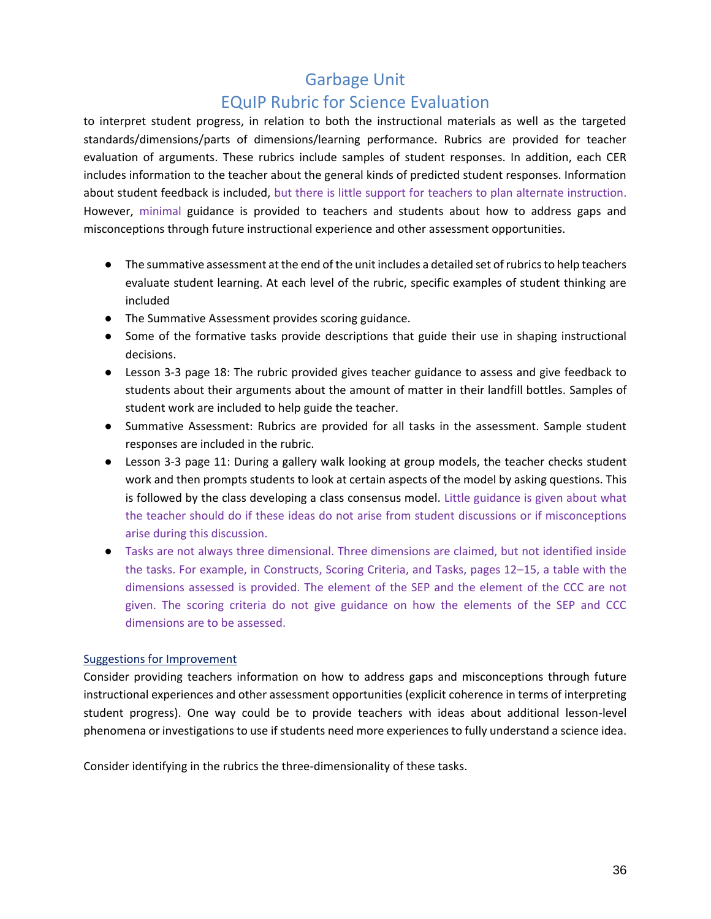to interpret student progress, in relation to both the instructional materials as well as the targeted standards/dimensions/parts of dimensions/learning performance. Rubrics are provided for teacher evaluation of arguments. These rubrics include samples of student responses. In addition, each CER includes information to the teacher about the general kinds of predicted student responses. Information about student feedback is included, but there is little support for teachers to plan alternate instruction. However, minimal guidance is provided to teachers and students about how to address gaps and misconceptions through future instructional experience and other assessment opportunities.

- The summative assessment at the end of the unit includes a detailed set of rubrics to help teachers evaluate student learning. At each level of the rubric, specific examples of student thinking are included
- The Summative Assessment provides scoring guidance.
- Some of the formative tasks provide descriptions that guide their use in shaping instructional decisions.
- Lesson 3-3 page 18: The rubric provided gives teacher guidance to assess and give feedback to students about their arguments about the amount of matter in their landfill bottles. Samples of student work are included to help guide the teacher.
- Summative Assessment: Rubrics are provided for all tasks in the assessment. Sample student responses are included in the rubric.
- Lesson 3-3 page 11: During a gallery walk looking at group models, the teacher checks student work and then prompts students to look at certain aspects of the model by asking questions. This is followed by the class developing a class consensus model. Little guidance is given about what the teacher should do if these ideas do not arise from student discussions or if misconceptions arise during this discussion.
- Tasks are not always three dimensional. Three dimensions are claimed, but not identified inside the tasks. For example, in Constructs, Scoring Criteria, and Tasks, pages 12–15, a table with the dimensions assessed is provided. The element of the SEP and the element of the CCC are not given. The scoring criteria do not give guidance on how the elements of the SEP and CCC dimensions are to be assessed.

Suggestions for Improvement

Consider providing teachers information on how to address gaps and misconceptions through future instructional experiences and other assessment opportunities (explicit coherence in terms of interpreting student progress). One way could be to provide teachers with ideas about additional lesson-level phenomena or investigations to use if students need more experiences to fully understand a science idea.

Consider identifying in the rubrics the three-dimensionality of these tasks.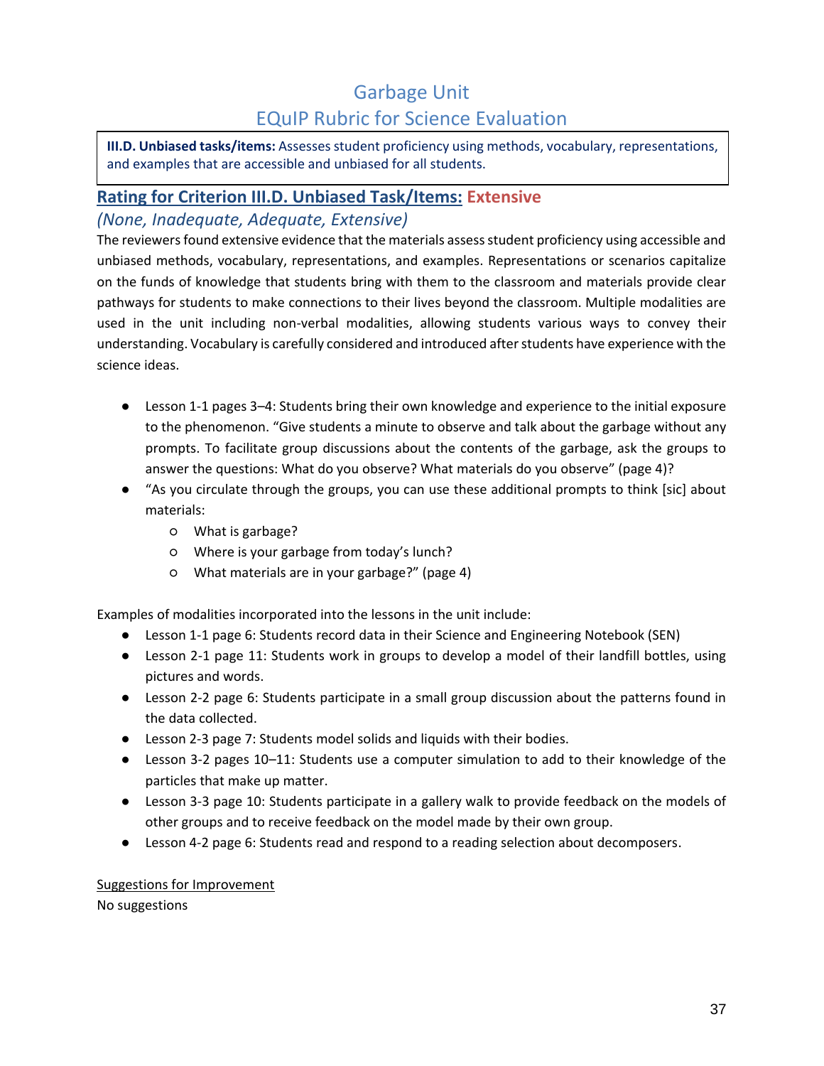# Garbage Unit
# EQuIP Rubric for Science Evaluation

> **III.D. Unbiased tasks/items:** Assesses student proficiency using methods, vocabulary, representations, and examples that are accessible and unbiased for all students.

## Rating for Criterion III.D. Unbiased Task/Items: Extensive

*(None, Inadequate, Adequate, Extensive)*

The reviewers found extensive evidence that the materials assess student proficiency using accessible and unbiased methods, vocabulary, representations, and examples. Representations or scenarios capitalize on the funds of knowledge that students bring with them to the classroom and materials provide clear pathways for students to make connections to their lives beyond the classroom. Multiple modalities are used in the unit including non-verbal modalities, allowing students various ways to convey their understanding. Vocabulary is carefully considered and introduced after students have experience with the science ideas.

- Lesson 1-1 pages 3–4: Students bring their own knowledge and experience to the initial exposure to the phenomenon. "Give students a minute to observe and talk about the garbage without any prompts. To facilitate group discussions about the contents of the garbage, ask the groups to answer the questions: What do you observe? What materials do you observe" (page 4)?
- "As you circulate through the groups, you can use these additional prompts to think [sic] about materials:
  - What is garbage?
  - Where is your garbage from today's lunch?
  - What materials are in your garbage?" (page 4)

Examples of modalities incorporated into the lessons in the unit include:

- Lesson 1-1 page 6: Students record data in their Science and Engineering Notebook (SEN)
- Lesson 2-1 page 11: Students work in groups to develop a model of their landfill bottles, using pictures and words.
- Lesson 2-2 page 6: Students participate in a small group discussion about the patterns found in the data collected.
- Lesson 2-3 page 7: Students model solids and liquids with their bodies.
- Lesson 3-2 pages 10–11: Students use a computer simulation to add to their knowledge of the particles that make up matter.
- Lesson 3-3 page 10: Students participate in a gallery walk to provide feedback on the models of other groups and to receive feedback on the model made by their own group.
- Lesson 4-2 page 6: Students read and respond to a reading selection about decomposers.

Suggestions for Improvement

No suggestions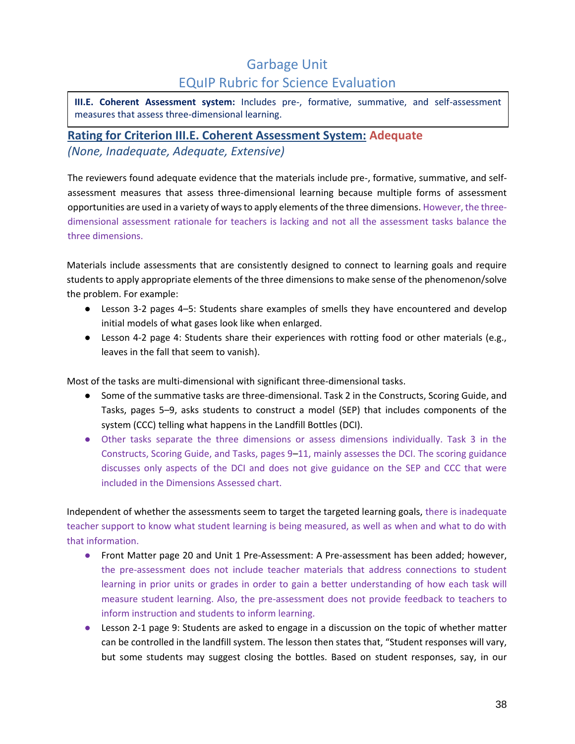# Garbage Unit
# EQuIP Rubric for Science Evaluation

> **III.E. Coherent Assessment system:** Includes pre-, formative, summative, and self-assessment measures that assess three-dimensional learning.

## Rating for Criterion III.E. Coherent Assessment System: Adequate

*(None, Inadequate, Adequate, Extensive)*

The reviewers found adequate evidence that the materials include pre-, formative, summative, and self-assessment measures that assess three-dimensional learning because multiple forms of assessment opportunities are used in a variety of ways to apply elements of the three dimensions. However, the three-dimensional assessment rationale for teachers is lacking and not all the assessment tasks balance the three dimensions.

Materials include assessments that are consistently designed to connect to learning goals and require students to apply appropriate elements of the three dimensions to make sense of the phenomenon/solve the problem. For example:

- Lesson 3-2 pages 4–5: Students share examples of smells they have encountered and develop initial models of what gases look like when enlarged.
- Lesson 4-2 page 4: Students share their experiences with rotting food or other materials (e.g., leaves in the fall that seem to vanish).

Most of the tasks are multi-dimensional with significant three-dimensional tasks.

- Some of the summative tasks are three-dimensional. Task 2 in the Constructs, Scoring Guide, and Tasks, pages 5–9, asks students to construct a model (SEP) that includes components of the system (CCC) telling what happens in the Landfill Bottles (DCI).
- Other tasks separate the three dimensions or assess dimensions individually. Task 3 in the Constructs, Scoring Guide, and Tasks, pages 9–11, mainly assesses the DCI. The scoring guidance discusses only aspects of the DCI and does not give guidance on the SEP and CCC that were included in the Dimensions Assessed chart.

Independent of whether the assessments seem to target the targeted learning goals, there is inadequate teacher support to know what student learning is being measured, as well as when and what to do with that information.

- Front Matter page 20 and Unit 1 Pre-Assessment: A Pre-assessment has been added; however, the pre-assessment does not include teacher materials that address connections to student learning in prior units or grades in order to gain a better understanding of how each task will measure student learning. Also, the pre-assessment does not provide feedback to teachers to inform instruction and students to inform learning.
- Lesson 2-1 page 9: Students are asked to engage in a discussion on the topic of whether matter can be controlled in the landfill system. The lesson then states that, "Student responses will vary, but some students may suggest closing the bottles. Based on student responses, say, in our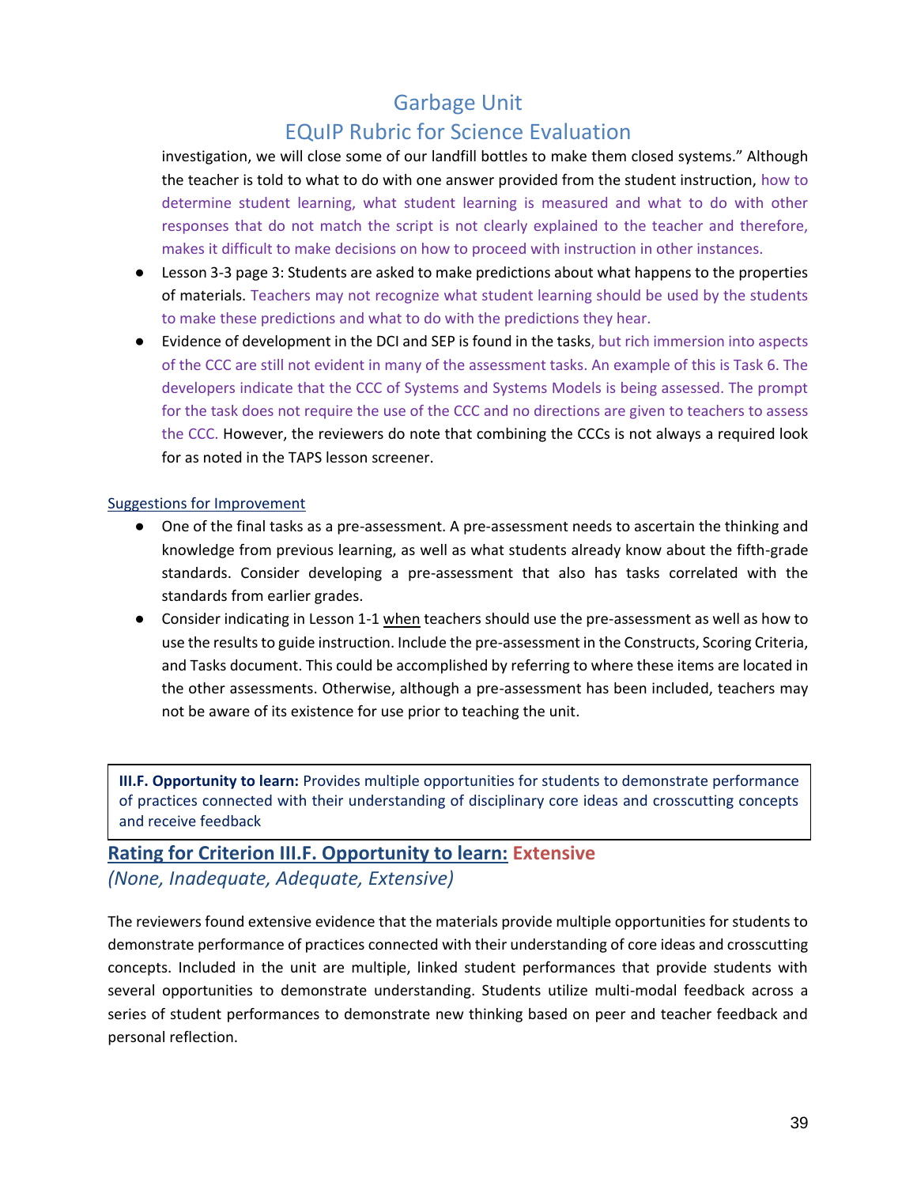investigation, we will close some of our landfill bottles to make them closed systems." Although the teacher is told to what to do with one answer provided from the student instruction, how to determine student learning, what student learning is measured and what to do with other responses that do not match the script is not clearly explained to the teacher and therefore, makes it difficult to make decisions on how to proceed with instruction in other instances.

- Lesson 3-3 page 3: Students are asked to make predictions about what happens to the properties of materials. Teachers may not recognize what student learning should be used by the students to make these predictions and what to do with the predictions they hear.
- Evidence of development in the DCI and SEP is found in the tasks, but rich immersion into aspects of the CCC are still not evident in many of the assessment tasks. An example of this is Task 6. The developers indicate that the CCC of Systems and Systems Models is being assessed. The prompt for the task does not require the use of the CCC and no directions are given to teachers to assess the CCC. However, the reviewers do note that combining the CCCs is not always a required look for as noted in the TAPS lesson screener.

Suggestions for Improvement

- One of the final tasks as a pre-assessment. A pre-assessment needs to ascertain the thinking and knowledge from previous learning, as well as what students already know about the fifth-grade standards. Consider developing a pre-assessment that also has tasks correlated with the standards from earlier grades.
- Consider indicating in Lesson 1-1 when teachers should use the pre-assessment as well as how to use the results to guide instruction. Include the pre-assessment in the Constructs, Scoring Criteria, and Tasks document. This could be accomplished by referring to where these items are located in the other assessments. Otherwise, although a pre-assessment has been included, teachers may not be aware of its existence for use prior to teaching the unit.

**III.F. Opportunity to learn:** Provides multiple opportunities for students to demonstrate performance of practices connected with their understanding of disciplinary core ideas and crosscutting concepts and receive feedback

## Rating for Criterion III.F. Opportunity to learn: Extensive

*(None, Inadequate, Adequate, Extensive)*

The reviewers found extensive evidence that the materials provide multiple opportunities for students to demonstrate performance of practices connected with their understanding of core ideas and crosscutting concepts. Included in the unit are multiple, linked student performances that provide students with several opportunities to demonstrate understanding. Students utilize multi-modal feedback across a series of student performances to demonstrate new thinking based on peer and teacher feedback and personal reflection.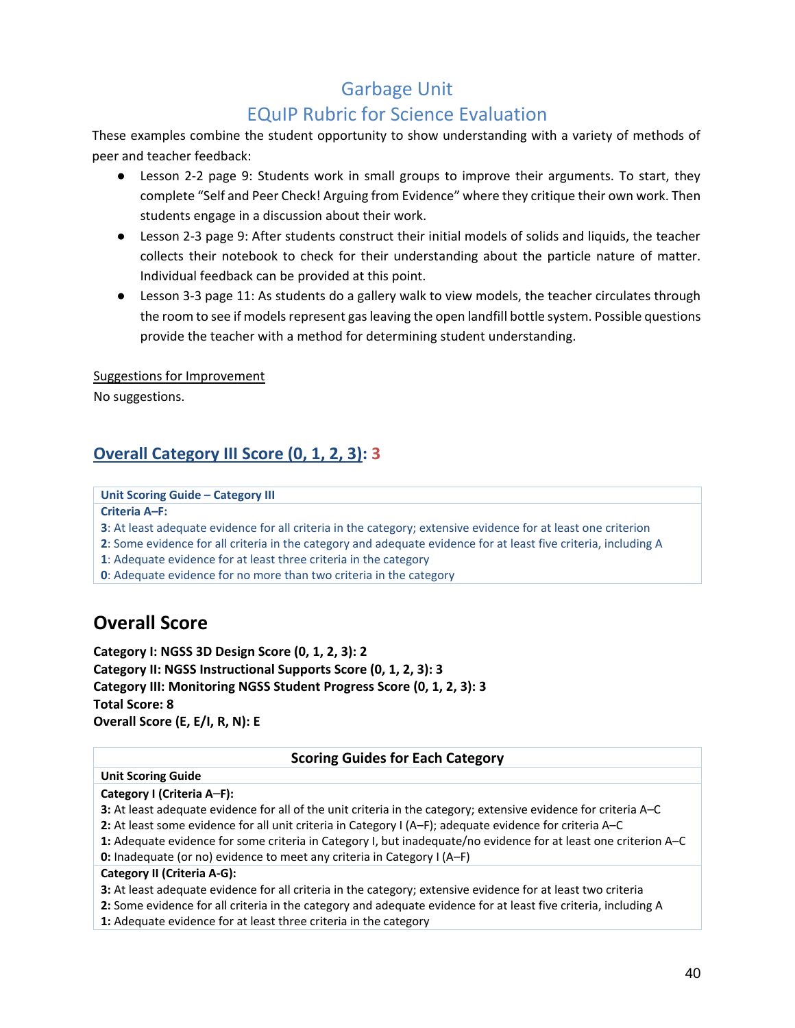# Garbage Unit
# EQuIP Rubric for Science Evaluation

These examples combine the student opportunity to show understanding with a variety of methods of peer and teacher feedback:

- Lesson 2-2 page 9: Students work in small groups to improve their arguments. To start, they complete "Self and Peer Check! Arguing from Evidence" where they critique their own work. Then students engage in a discussion about their work.
- Lesson 2-3 page 9: After students construct their initial models of solids and liquids, the teacher collects their notebook to check for their understanding about the particle nature of matter. Individual feedback can be provided at this point.
- Lesson 3-3 page 11: As students do a gallery walk to view models, the teacher circulates through the room to see if models represent gas leaving the open landfill bottle system. Possible questions provide the teacher with a method for determining student understanding.

Suggestions for Improvement

No suggestions.

## Overall Category III Score (0, 1, 2, 3): 3

| Unit Scoring Guide – Category III |
|---|
| **Criteria A–F:** |
| **3**: At least adequate evidence for all criteria in the category; extensive evidence for at least one criterion |
| **2**: Some evidence for all criteria in the category and adequate evidence for at least five criteria, including A |
| **1**: Adequate evidence for at least three criteria in the category |
| **0**: Adequate evidence for no more than two criteria in the category |

## Overall Score

**Category I: NGSS 3D Design Score (0, 1, 2, 3): 2**
**Category II: NGSS Instructional Supports Score (0, 1, 2, 3): 3**
**Category III: Monitoring NGSS Student Progress Score (0, 1, 2, 3): 3**
**Total Score: 8**
**Overall Score (E, E/I, R, N): E**

| Scoring Guides for Each Category |
|---|
| **Unit Scoring Guide** |
| **Category I (Criteria A–F):** |
| **3:** At least adequate evidence for all of the unit criteria in the category; extensive evidence for criteria A–C |
| **2:** At least some evidence for all unit criteria in Category I (A–F); adequate evidence for criteria A–C |
| **1:** Adequate evidence for some criteria in Category I, but inadequate/no evidence for at least one criterion A–C |
| **0:** Inadequate (or no) evidence to meet any criteria in Category I (A–F) |
| **Category II (Criteria A-G):** |
| **3:** At least adequate evidence for all criteria in the category; extensive evidence for at least two criteria |
| **2:** Some evidence for all criteria in the category and adequate evidence for at least five criteria, including A |
| **1:** Adequate evidence for at least three criteria in the category |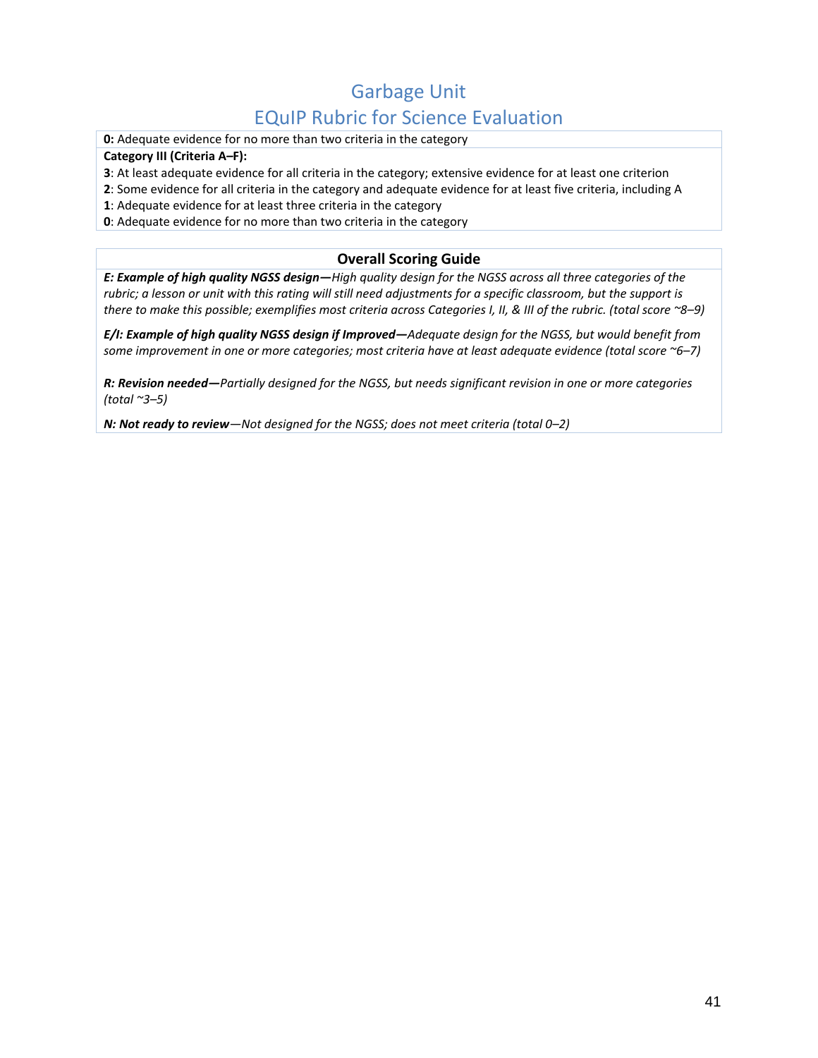# Garbage Unit

## EQuIP Rubric for Science Evaluation

**0:** Adequate evidence for no more than two criteria in the category

**Category III (Criteria A–F):**

**3**: At least adequate evidence for all criteria in the category; extensive evidence for at least one criterion

**2**: Some evidence for all criteria in the category and adequate evidence for at least five criteria, including A

**1**: Adequate evidence for at least three criteria in the category

**0**: Adequate evidence for no more than two criteria in the category

### Overall Scoring Guide

***E: Example of high quality NGSS design—****High quality design for the NGSS across all three categories of the rubric; a lesson or unit with this rating will still need adjustments for a specific classroom, but the support is there to make this possible; exemplifies most criteria across Categories I, II, & III of the rubric. (total score ~8–9)*

***E/I: Example of high quality NGSS design if Improved—****Adequate design for the NGSS, but would benefit from some improvement in one or more categories; most criteria have at least adequate evidence (total score ~6–7)*

***R: Revision needed—****Partially designed for the NGSS, but needs significant revision in one or more categories (total ~3–5)*

***N: Not ready to review****—Not designed for the NGSS; does not meet criteria (total 0–2)*